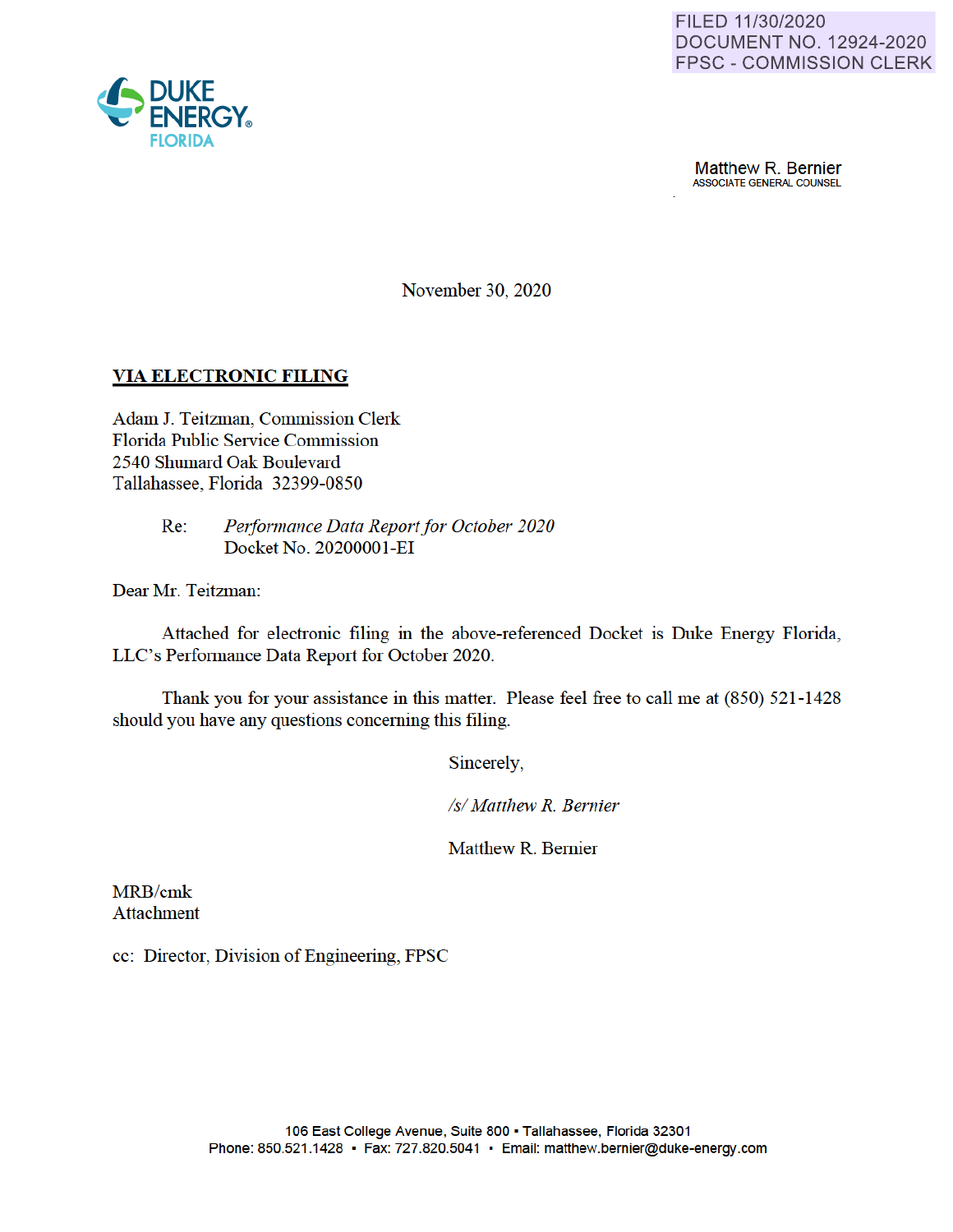FILED 11/30/2020
DOCUMENT NO. 12924-2020
FPSC - COMMISSION CLERK

DUKE ENERGY
FLORIDA

Matthew R. Bernier
ASSOCIATE GENERAL COUNSEL

November 30, 2020

**VIA ELECTRONIC FILING**

Adam J. Teitzman, Commission Clerk
Florida Public Service Commission
2540 Shumard Oak Boulevard
Tallahassee, Florida 32399-0850

Re: *Performance Data Report for October 2020*
Docket No. 20200001-EI

Dear Mr. Teitzman:

Attached for electronic filing in the above-referenced Docket is Duke Energy Florida, LLC's Performance Data Report for October 2020.

Thank you for your assistance in this matter. Please feel free to call me at (850) 521-1428 should you have any questions concerning this filing.

Sincerely,

*/s/ Matthew R. Bernier*

Matthew R. Bernier

MRB/cmk
Attachment

cc: Director, Division of Engineering, FPSC

106 East College Avenue, Suite 800 ▪ Tallahassee, Florida 32301
Phone: 850.521.1428 ▪ Fax: 727.820.5041 ▪ Email: matthew.bernier@duke-energy.com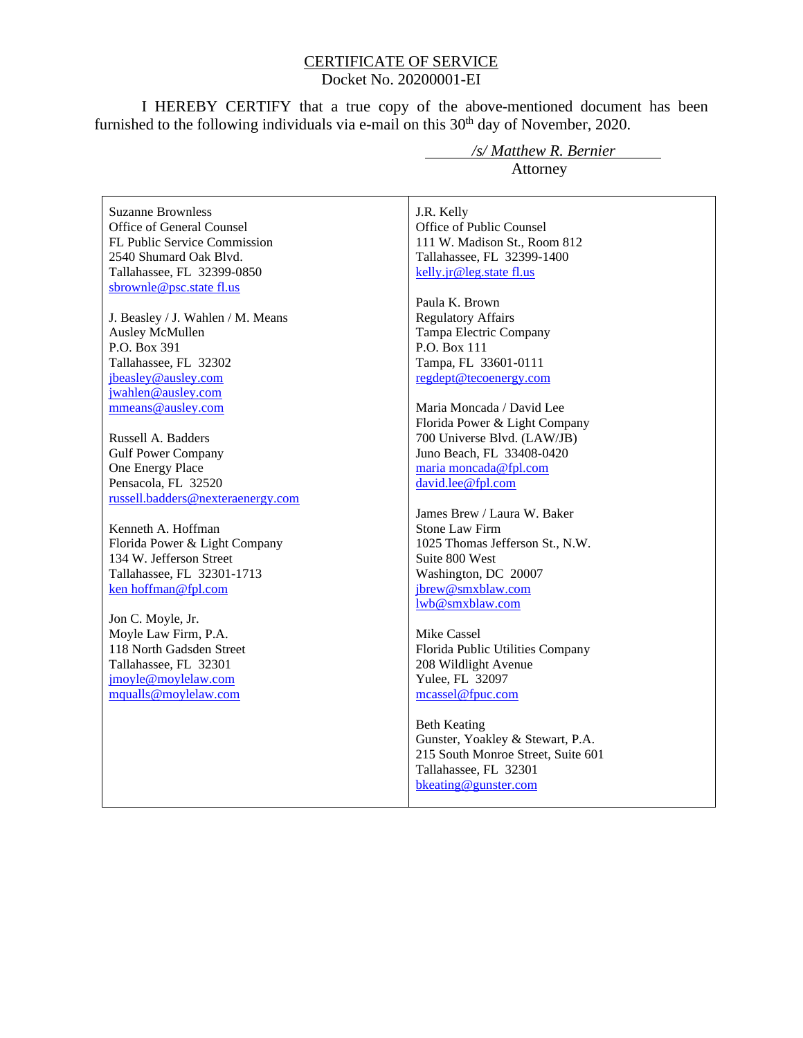# CERTIFICATE OF SERVICE

Docket No. 20200001-EI

I HEREBY CERTIFY that a true copy of the above-mentioned document has been furnished to the following individuals via e-mail on this 30th day of November, 2020.

*/s/ Matthew R. Bernier*
Attorney

| | |
|---|---|
| Suzanne Brownless<br>Office of General Counsel<br>FL Public Service Commission<br>2540 Shumard Oak Blvd.<br>Tallahassee, FL 32399-0850<br>sbrownle@psc.state fl.us<br><br>J. Beasley / J. Wahlen / M. Means<br>Ausley McMullen<br>P.O. Box 391<br>Tallahassee, FL 32302<br>jbeasley@ausley.com<br>jwahlen@ausley.com<br>mmeans@ausley.com<br><br>Russell A. Badders<br>Gulf Power Company<br>One Energy Place<br>Pensacola, FL 32520<br>russell.badders@nexteraenergy.com<br><br>Kenneth A. Hoffman<br>Florida Power & Light Company<br>134 W. Jefferson Street<br>Tallahassee, FL 32301-1713<br>ken hoffman@fpl.com<br><br>Jon C. Moyle, Jr.<br>Moyle Law Firm, P.A.<br>118 North Gadsden Street<br>Tallahassee, FL 32301<br>jmoyle@moylelaw.com<br>mqualls@moylelaw.com | J.R. Kelly<br>Office of Public Counsel<br>111 W. Madison St., Room 812<br>Tallahassee, FL 32399-1400<br>kelly.jr@leg.state fl.us<br><br>Paula K. Brown<br>Regulatory Affairs<br>Tampa Electric Company<br>P.O. Box 111<br>Tampa, FL 33601-0111<br>regdept@tecoenergy.com<br><br>Maria Moncada / David Lee<br>Florida Power & Light Company<br>700 Universe Blvd. (LAW/JB)<br>Juno Beach, FL 33408-0420<br>maria moncada@fpl.com<br>david.lee@fpl.com<br><br>James Brew / Laura W. Baker<br>Stone Law Firm<br>1025 Thomas Jefferson St., N.W.<br>Suite 800 West<br>Washington, DC 20007<br>jbrew@smxblaw.com<br>lwb@smxblaw.com<br><br>Mike Cassel<br>Florida Public Utilities Company<br>208 Wildlight Avenue<br>Yulee, FL 32097<br>mcassel@fpuc.com<br><br>Beth Keating<br>Gunster, Yoakley & Stewart, P.A.<br>215 South Monroe Street, Suite 601<br>Tallahassee, FL 32301<br>bkeating@gunster.com |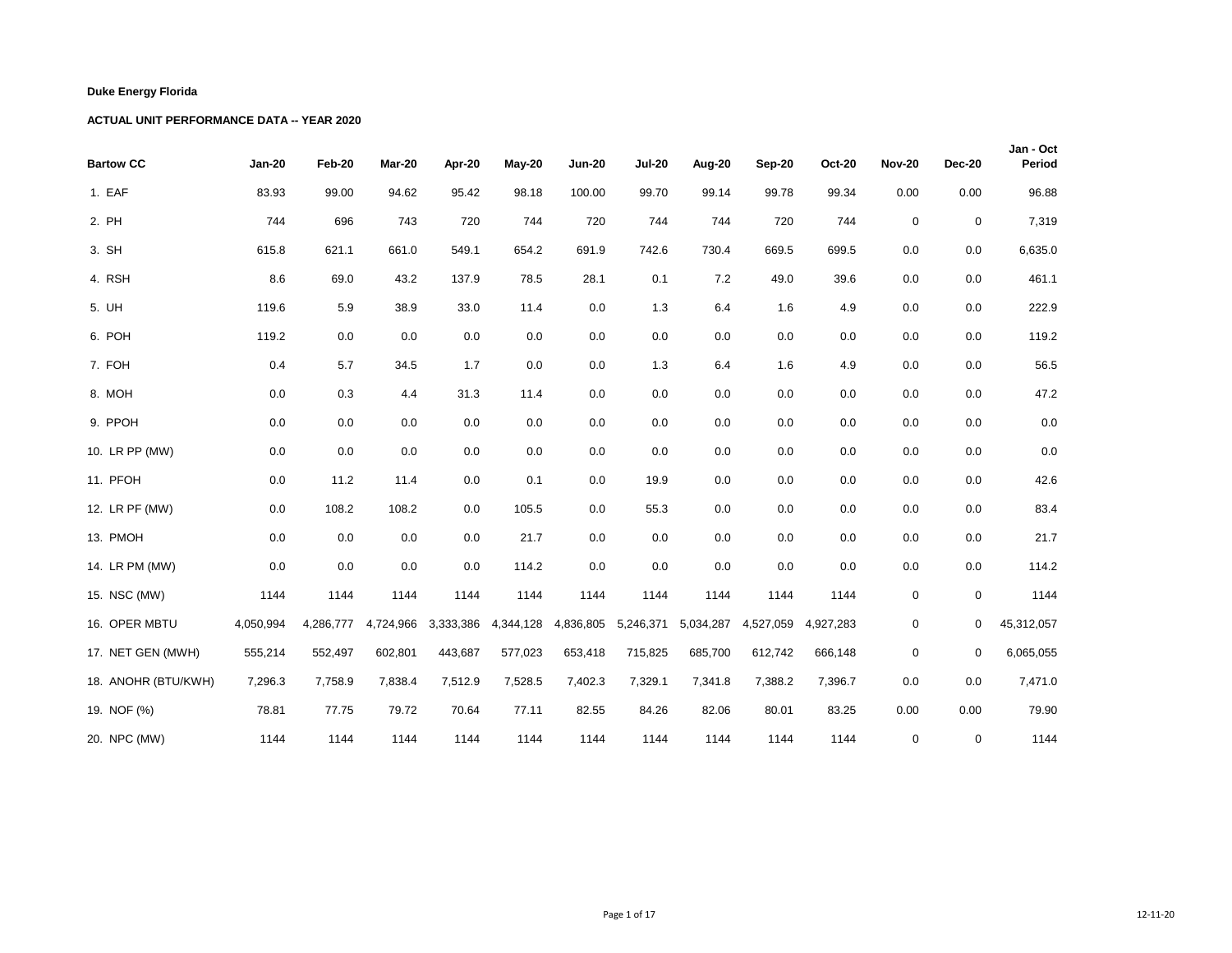**Duke Energy Florida**

**ACTUAL UNIT PERFORMANCE DATA -- YEAR 2020**

| Bartow CC | Jan-20 | Feb-20 | Mar-20 | Apr-20 | May-20 | Jun-20 | Jul-20 | Aug-20 | Sep-20 | Oct-20 | Nov-20 | Dec-20 | Jan - Oct Period |
|---|---|---|---|---|---|---|---|---|---|---|---|---|---|
| 1. EAF | 83.93 | 99.00 | 94.62 | 95.42 | 98.18 | 100.00 | 99.70 | 99.14 | 99.78 | 99.34 | 0.00 | 0.00 | 96.88 |
| 2. PH | 744 | 696 | 743 | 720 | 744 | 720 | 744 | 744 | 720 | 744 | 0 | 0 | 7,319 |
| 3. SH | 615.8 | 621.1 | 661.0 | 549.1 | 654.2 | 691.9 | 742.6 | 730.4 | 669.5 | 699.5 | 0.0 | 0.0 | 6,635.0 |
| 4. RSH | 8.6 | 69.0 | 43.2 | 137.9 | 78.5 | 28.1 | 0.1 | 7.2 | 49.0 | 39.6 | 0.0 | 0.0 | 461.1 |
| 5. UH | 119.6 | 5.9 | 38.9 | 33.0 | 11.4 | 0.0 | 1.3 | 6.4 | 1.6 | 4.9 | 0.0 | 0.0 | 222.9 |
| 6. POH | 119.2 | 0.0 | 0.0 | 0.0 | 0.0 | 0.0 | 0.0 | 0.0 | 0.0 | 0.0 | 0.0 | 0.0 | 119.2 |
| 7. FOH | 0.4 | 5.7 | 34.5 | 1.7 | 0.0 | 0.0 | 1.3 | 6.4 | 1.6 | 4.9 | 0.0 | 0.0 | 56.5 |
| 8. MOH | 0.0 | 0.3 | 4.4 | 31.3 | 11.4 | 0.0 | 0.0 | 0.0 | 0.0 | 0.0 | 0.0 | 0.0 | 47.2 |
| 9. PPOH | 0.0 | 0.0 | 0.0 | 0.0 | 0.0 | 0.0 | 0.0 | 0.0 | 0.0 | 0.0 | 0.0 | 0.0 | 0.0 |
| 10. LR PP (MW) | 0.0 | 0.0 | 0.0 | 0.0 | 0.0 | 0.0 | 0.0 | 0.0 | 0.0 | 0.0 | 0.0 | 0.0 | 0.0 |
| 11. PFOH | 0.0 | 11.2 | 11.4 | 0.0 | 0.1 | 0.0 | 19.9 | 0.0 | 0.0 | 0.0 | 0.0 | 0.0 | 42.6 |
| 12. LR PF (MW) | 0.0 | 108.2 | 108.2 | 0.0 | 105.5 | 0.0 | 55.3 | 0.0 | 0.0 | 0.0 | 0.0 | 0.0 | 83.4 |
| 13. PMOH | 0.0 | 0.0 | 0.0 | 0.0 | 21.7 | 0.0 | 0.0 | 0.0 | 0.0 | 0.0 | 0.0 | 0.0 | 21.7 |
| 14. LR PM (MW) | 0.0 | 0.0 | 0.0 | 0.0 | 114.2 | 0.0 | 0.0 | 0.0 | 0.0 | 0.0 | 0.0 | 0.0 | 114.2 |
| 15. NSC (MW) | 1144 | 1144 | 1144 | 1144 | 1144 | 1144 | 1144 | 1144 | 1144 | 1144 | 0 | 0 | 1144 |
| 16. OPER MBTU | 4,050,994 | 4,286,777 | 4,724,966 | 3,333,386 | 4,344,128 | 4,836,805 | 5,246,371 | 5,034,287 | 4,527,059 | 4,927,283 | 0 | 0 | 45,312,057 |
| 17. NET GEN (MWH) | 555,214 | 552,497 | 602,801 | 443,687 | 577,023 | 653,418 | 715,825 | 685,700 | 612,742 | 666,148 | 0 | 0 | 6,065,055 |
| 18. ANOHR (BTU/KWH) | 7,296.3 | 7,758.9 | 7,838.4 | 7,512.9 | 7,528.5 | 7,402.3 | 7,329.1 | 7,341.8 | 7,388.2 | 7,396.7 | 0.0 | 0.0 | 7,471.0 |
| 19. NOF (%) | 78.81 | 77.75 | 79.72 | 70.64 | 77.11 | 82.55 | 84.26 | 82.06 | 80.01 | 83.25 | 0.00 | 0.00 | 79.90 |
| 20. NPC (MW) | 1144 | 1144 | 1144 | 1144 | 1144 | 1144 | 1144 | 1144 | 1144 | 1144 | 0 | 0 | 1144 |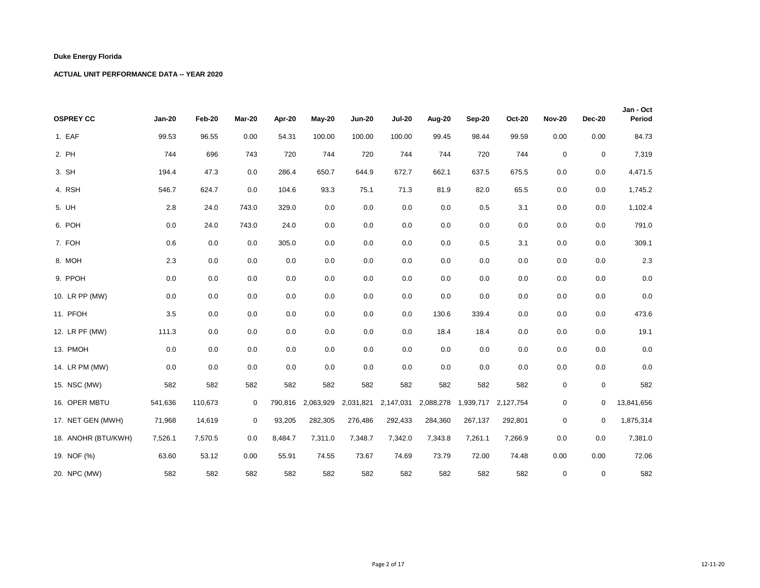**Duke Energy Florida**

**ACTUAL UNIT PERFORMANCE DATA -- YEAR 2020**

| OSPREY CC | Jan-20 | Feb-20 | Mar-20 | Apr-20 | May-20 | Jun-20 | Jul-20 | Aug-20 | Sep-20 | Oct-20 | Nov-20 | Dec-20 | Jan - Oct Period |
|---|---|---|---|---|---|---|---|---|---|---|---|---|---|
| 1. EAF | 99.53 | 96.55 | 0.00 | 54.31 | 100.00 | 100.00 | 100.00 | 99.45 | 98.44 | 99.59 | 0.00 | 0.00 | 84.73 |
| 2. PH | 744 | 696 | 743 | 720 | 744 | 720 | 744 | 744 | 720 | 744 | 0 | 0 | 7,319 |
| 3. SH | 194.4 | 47.3 | 0.0 | 286.4 | 650.7 | 644.9 | 672.7 | 662.1 | 637.5 | 675.5 | 0.0 | 0.0 | 4,471.5 |
| 4. RSH | 546.7 | 624.7 | 0.0 | 104.6 | 93.3 | 75.1 | 71.3 | 81.9 | 82.0 | 65.5 | 0.0 | 0.0 | 1,745.2 |
| 5. UH | 2.8 | 24.0 | 743.0 | 329.0 | 0.0 | 0.0 | 0.0 | 0.0 | 0.5 | 3.1 | 0.0 | 0.0 | 1,102.4 |
| 6. POH | 0.0 | 24.0 | 743.0 | 24.0 | 0.0 | 0.0 | 0.0 | 0.0 | 0.0 | 0.0 | 0.0 | 0.0 | 791.0 |
| 7. FOH | 0.6 | 0.0 | 0.0 | 305.0 | 0.0 | 0.0 | 0.0 | 0.0 | 0.5 | 3.1 | 0.0 | 0.0 | 309.1 |
| 8. MOH | 2.3 | 0.0 | 0.0 | 0.0 | 0.0 | 0.0 | 0.0 | 0.0 | 0.0 | 0.0 | 0.0 | 0.0 | 2.3 |
| 9. PPOH | 0.0 | 0.0 | 0.0 | 0.0 | 0.0 | 0.0 | 0.0 | 0.0 | 0.0 | 0.0 | 0.0 | 0.0 | 0.0 |
| 10. LR PP (MW) | 0.0 | 0.0 | 0.0 | 0.0 | 0.0 | 0.0 | 0.0 | 0.0 | 0.0 | 0.0 | 0.0 | 0.0 | 0.0 |
| 11. PFOH | 3.5 | 0.0 | 0.0 | 0.0 | 0.0 | 0.0 | 0.0 | 130.6 | 339.4 | 0.0 | 0.0 | 0.0 | 473.6 |
| 12. LR PF (MW) | 111.3 | 0.0 | 0.0 | 0.0 | 0.0 | 0.0 | 0.0 | 18.4 | 18.4 | 0.0 | 0.0 | 0.0 | 19.1 |
| 13. PMOH | 0.0 | 0.0 | 0.0 | 0.0 | 0.0 | 0.0 | 0.0 | 0.0 | 0.0 | 0.0 | 0.0 | 0.0 | 0.0 |
| 14. LR PM (MW) | 0.0 | 0.0 | 0.0 | 0.0 | 0.0 | 0.0 | 0.0 | 0.0 | 0.0 | 0.0 | 0.0 | 0.0 | 0.0 |
| 15. NSC (MW) | 582 | 582 | 582 | 582 | 582 | 582 | 582 | 582 | 582 | 582 | 0 | 0 | 582 |
| 16. OPER MBTU | 541,636 | 110,673 | 0 | 790,816 | 2,063,929 | 2,031,821 | 2,147,031 | 2,088,278 | 1,939,717 | 2,127,754 | 0 | 0 | 13,841,656 |
| 17. NET GEN (MWH) | 71,968 | 14,619 | 0 | 93,205 | 282,305 | 276,486 | 292,433 | 284,360 | 267,137 | 292,801 | 0 | 0 | 1,875,314 |
| 18. ANOHR (BTU/KWH) | 7,526.1 | 7,570.5 | 0.0 | 8,484.7 | 7,311.0 | 7,348.7 | 7,342.0 | 7,343.8 | 7,261.1 | 7,266.9 | 0.0 | 0.0 | 7,381.0 |
| 19. NOF (%) | 63.60 | 53.12 | 0.00 | 55.91 | 74.55 | 73.67 | 74.69 | 73.79 | 72.00 | 74.48 | 0.00 | 0.00 | 72.06 |
| 20. NPC (MW) | 582 | 582 | 582 | 582 | 582 | 582 | 582 | 582 | 582 | 582 | 0 | 0 | 582 |

12-11-20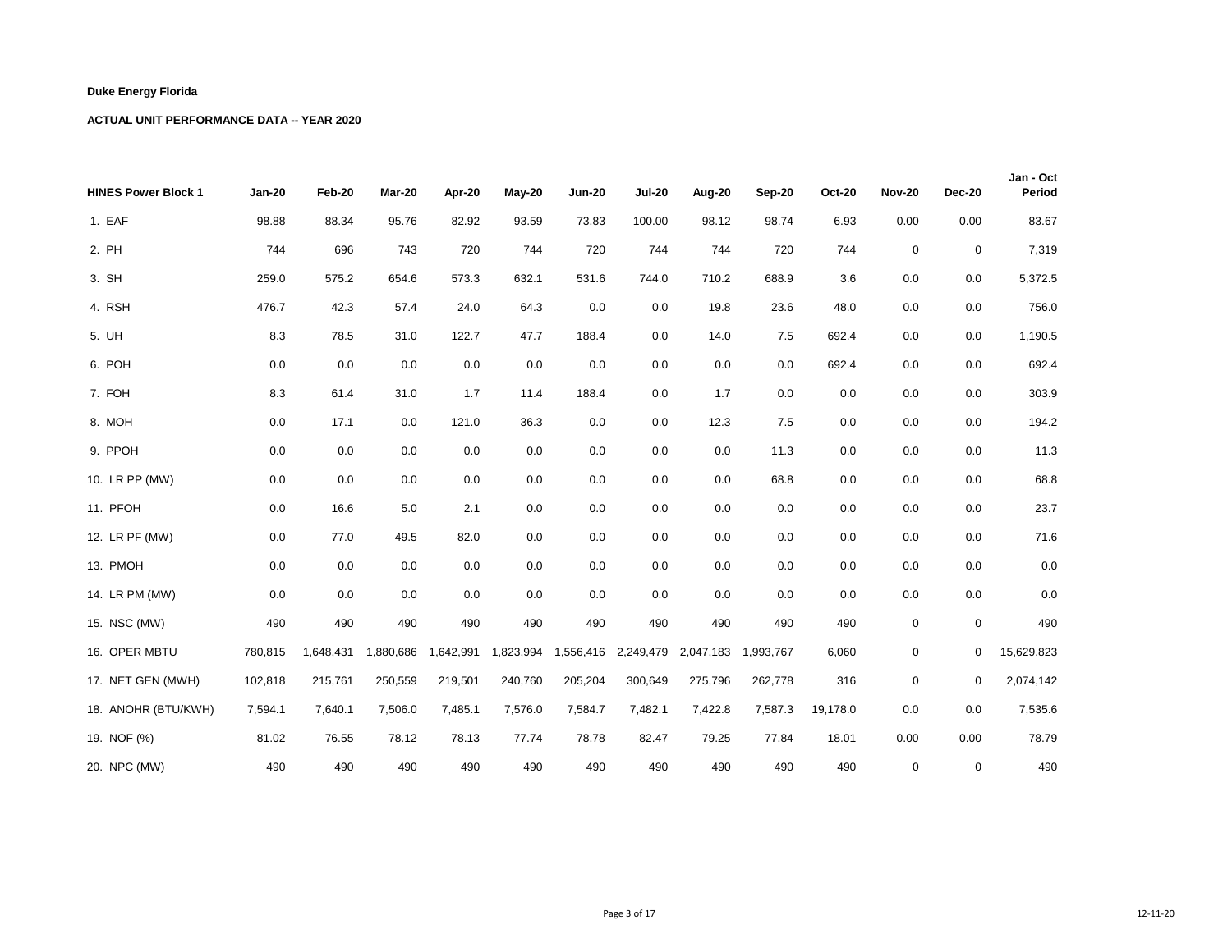**Duke Energy Florida**

**ACTUAL UNIT PERFORMANCE DATA -- YEAR 2020**

| HINES Power Block 1 | Jan-20 | Feb-20 | Mar-20 | Apr-20 | May-20 | Jun-20 | Jul-20 | Aug-20 | Sep-20 | Oct-20 | Nov-20 | Dec-20 | Jan - Oct Period |
|---|---|---|---|---|---|---|---|---|---|---|---|---|---|
| 1. EAF | 98.88 | 88.34 | 95.76 | 82.92 | 93.59 | 73.83 | 100.00 | 98.12 | 98.74 | 6.93 | 0.00 | 0.00 | 83.67 |
| 2. PH | 744 | 696 | 743 | 720 | 744 | 720 | 744 | 744 | 720 | 744 | 0 | 0 | 7,319 |
| 3. SH | 259.0 | 575.2 | 654.6 | 573.3 | 632.1 | 531.6 | 744.0 | 710.2 | 688.9 | 3.6 | 0.0 | 0.0 | 5,372.5 |
| 4. RSH | 476.7 | 42.3 | 57.4 | 24.0 | 64.3 | 0.0 | 0.0 | 19.8 | 23.6 | 48.0 | 0.0 | 0.0 | 756.0 |
| 5. UH | 8.3 | 78.5 | 31.0 | 122.7 | 47.7 | 188.4 | 0.0 | 14.0 | 7.5 | 692.4 | 0.0 | 0.0 | 1,190.5 |
| 6. POH | 0.0 | 0.0 | 0.0 | 0.0 | 0.0 | 0.0 | 0.0 | 0.0 | 0.0 | 692.4 | 0.0 | 0.0 | 692.4 |
| 7. FOH | 8.3 | 61.4 | 31.0 | 1.7 | 11.4 | 188.4 | 0.0 | 1.7 | 0.0 | 0.0 | 0.0 | 0.0 | 303.9 |
| 8. MOH | 0.0 | 17.1 | 0.0 | 121.0 | 36.3 | 0.0 | 0.0 | 12.3 | 7.5 | 0.0 | 0.0 | 0.0 | 194.2 |
| 9. PPOH | 0.0 | 0.0 | 0.0 | 0.0 | 0.0 | 0.0 | 0.0 | 0.0 | 11.3 | 0.0 | 0.0 | 0.0 | 11.3 |
| 10. LR PP (MW) | 0.0 | 0.0 | 0.0 | 0.0 | 0.0 | 0.0 | 0.0 | 0.0 | 68.8 | 0.0 | 0.0 | 0.0 | 68.8 |
| 11. PFOH | 0.0 | 16.6 | 5.0 | 2.1 | 0.0 | 0.0 | 0.0 | 0.0 | 0.0 | 0.0 | 0.0 | 0.0 | 23.7 |
| 12. LR PF (MW) | 0.0 | 77.0 | 49.5 | 82.0 | 0.0 | 0.0 | 0.0 | 0.0 | 0.0 | 0.0 | 0.0 | 0.0 | 71.6 |
| 13. PMOH | 0.0 | 0.0 | 0.0 | 0.0 | 0.0 | 0.0 | 0.0 | 0.0 | 0.0 | 0.0 | 0.0 | 0.0 | 0.0 |
| 14. LR PM (MW) | 0.0 | 0.0 | 0.0 | 0.0 | 0.0 | 0.0 | 0.0 | 0.0 | 0.0 | 0.0 | 0.0 | 0.0 | 0.0 |
| 15. NSC (MW) | 490 | 490 | 490 | 490 | 490 | 490 | 490 | 490 | 490 | 490 | 0 | 0 | 490 |
| 16. OPER MBTU | 780,815 | 1,648,431 | 1,880,686 | 1,642,991 | 1,823,994 | 1,556,416 | 2,249,479 | 2,047,183 | 1,993,767 | 6,060 | 0 | 0 | 15,629,823 |
| 17. NET GEN (MWH) | 102,818 | 215,761 | 250,559 | 219,501 | 240,760 | 205,204 | 300,649 | 275,796 | 262,778 | 316 | 0 | 0 | 2,074,142 |
| 18. ANOHR (BTU/KWH) | 7,594.1 | 7,640.1 | 7,506.0 | 7,485.1 | 7,576.0 | 7,584.7 | 7,482.1 | 7,422.8 | 7,587.3 | 19,178.0 | 0.0 | 0.0 | 7,535.6 |
| 19. NOF (%) | 81.02 | 76.55 | 78.12 | 78.13 | 77.74 | 78.78 | 82.47 | 79.25 | 77.84 | 18.01 | 0.00 | 0.00 | 78.79 |
| 20. NPC (MW) | 490 | 490 | 490 | 490 | 490 | 490 | 490 | 490 | 490 | 490 | 0 | 0 | 490 |

12-11-20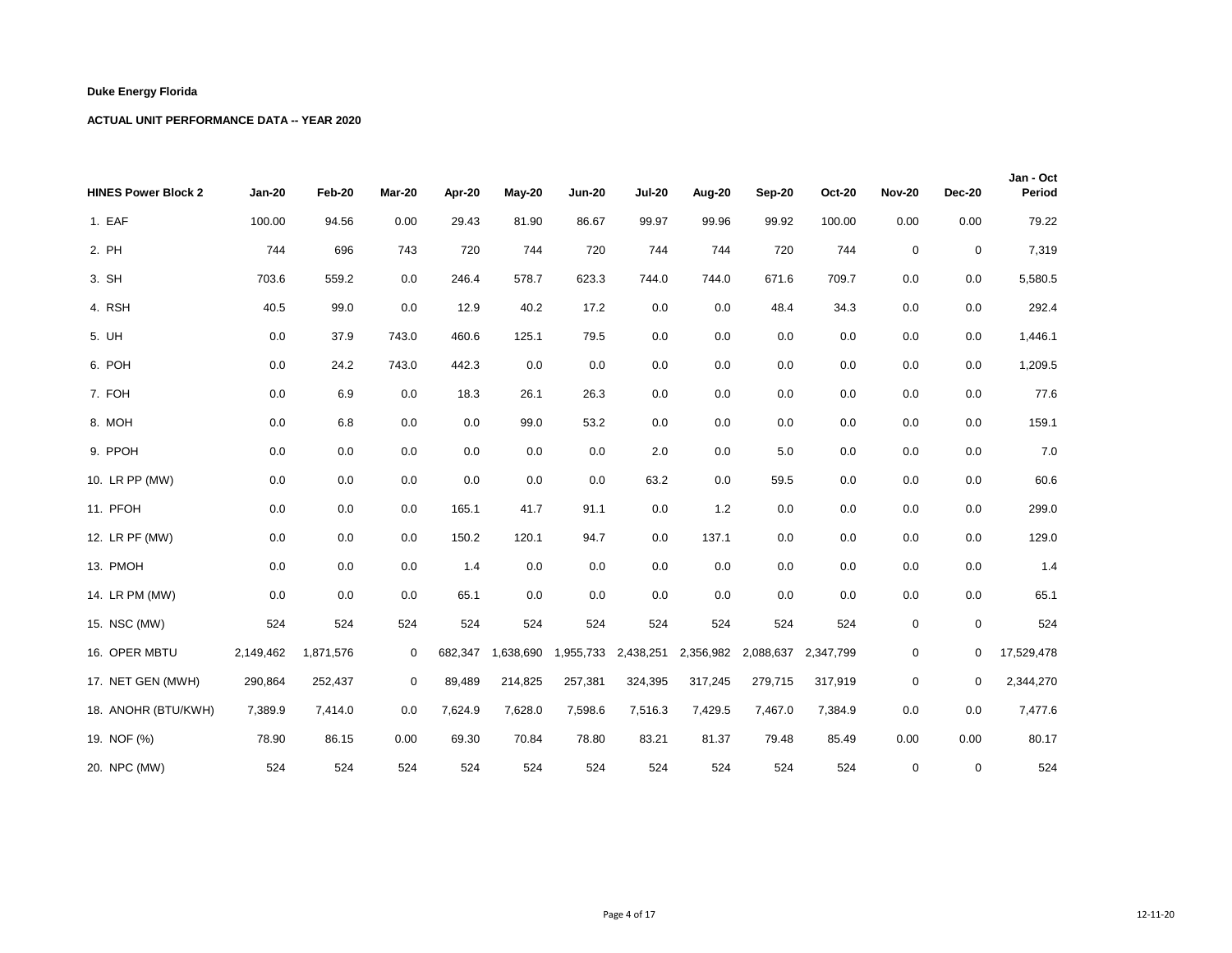**Duke Energy Florida**

**ACTUAL UNIT PERFORMANCE DATA -- YEAR 2020**

| HINES Power Block 2 | Jan-20 | Feb-20 | Mar-20 | Apr-20 | May-20 | Jun-20 | Jul-20 | Aug-20 | Sep-20 | Oct-20 | Nov-20 | Dec-20 | Jan - Oct Period |
|---|---|---|---|---|---|---|---|---|---|---|---|---|---|
| 1. EAF | 100.00 | 94.56 | 0.00 | 29.43 | 81.90 | 86.67 | 99.97 | 99.96 | 99.92 | 100.00 | 0.00 | 0.00 | 79.22 |
| 2. PH | 744 | 696 | 743 | 720 | 744 | 720 | 744 | 744 | 720 | 744 | 0 | 0 | 7,319 |
| 3. SH | 703.6 | 559.2 | 0.0 | 246.4 | 578.7 | 623.3 | 744.0 | 744.0 | 671.6 | 709.7 | 0.0 | 0.0 | 5,580.5 |
| 4. RSH | 40.5 | 99.0 | 0.0 | 12.9 | 40.2 | 17.2 | 0.0 | 0.0 | 48.4 | 34.3 | 0.0 | 0.0 | 292.4 |
| 5. UH | 0.0 | 37.9 | 743.0 | 460.6 | 125.1 | 79.5 | 0.0 | 0.0 | 0.0 | 0.0 | 0.0 | 0.0 | 1,446.1 |
| 6. POH | 0.0 | 24.2 | 743.0 | 442.3 | 0.0 | 0.0 | 0.0 | 0.0 | 0.0 | 0.0 | 0.0 | 0.0 | 1,209.5 |
| 7. FOH | 0.0 | 6.9 | 0.0 | 18.3 | 26.1 | 26.3 | 0.0 | 0.0 | 0.0 | 0.0 | 0.0 | 0.0 | 77.6 |
| 8. MOH | 0.0 | 6.8 | 0.0 | 0.0 | 99.0 | 53.2 | 0.0 | 0.0 | 0.0 | 0.0 | 0.0 | 0.0 | 159.1 |
| 9. PPOH | 0.0 | 0.0 | 0.0 | 0.0 | 0.0 | 0.0 | 2.0 | 0.0 | 5.0 | 0.0 | 0.0 | 0.0 | 7.0 |
| 10. LR PP (MW) | 0.0 | 0.0 | 0.0 | 0.0 | 0.0 | 0.0 | 63.2 | 0.0 | 59.5 | 0.0 | 0.0 | 0.0 | 60.6 |
| 11. PFOH | 0.0 | 0.0 | 0.0 | 165.1 | 41.7 | 91.1 | 0.0 | 1.2 | 0.0 | 0.0 | 0.0 | 0.0 | 299.0 |
| 12. LR PF (MW) | 0.0 | 0.0 | 0.0 | 150.2 | 120.1 | 94.7 | 0.0 | 137.1 | 0.0 | 0.0 | 0.0 | 0.0 | 129.0 |
| 13. PMOH | 0.0 | 0.0 | 0.0 | 1.4 | 0.0 | 0.0 | 0.0 | 0.0 | 0.0 | 0.0 | 0.0 | 0.0 | 1.4 |
| 14. LR PM (MW) | 0.0 | 0.0 | 0.0 | 65.1 | 0.0 | 0.0 | 0.0 | 0.0 | 0.0 | 0.0 | 0.0 | 0.0 | 65.1 |
| 15. NSC (MW) | 524 | 524 | 524 | 524 | 524 | 524 | 524 | 524 | 524 | 524 | 0 | 0 | 524 |
| 16. OPER MBTU | 2,149,462 | 1,871,576 | 0 | 682,347 | 1,638,690 | 1,955,733 | 2,438,251 | 2,356,982 | 2,088,637 | 2,347,799 | 0 | 0 | 17,529,478 |
| 17. NET GEN (MWH) | 290,864 | 252,437 | 0 | 89,489 | 214,825 | 257,381 | 324,395 | 317,245 | 279,715 | 317,919 | 0 | 0 | 2,344,270 |
| 18. ANOHR (BTU/KWH) | 7,389.9 | 7,414.0 | 0.0 | 7,624.9 | 7,628.0 | 7,598.6 | 7,516.3 | 7,429.5 | 7,467.0 | 7,384.9 | 0.0 | 0.0 | 7,477.6 |
| 19. NOF (%) | 78.90 | 86.15 | 0.00 | 69.30 | 70.84 | 78.80 | 83.21 | 81.37 | 79.48 | 85.49 | 0.00 | 0.00 | 80.17 |
| 20. NPC (MW) | 524 | 524 | 524 | 524 | 524 | 524 | 524 | 524 | 524 | 524 | 0 | 0 | 524 |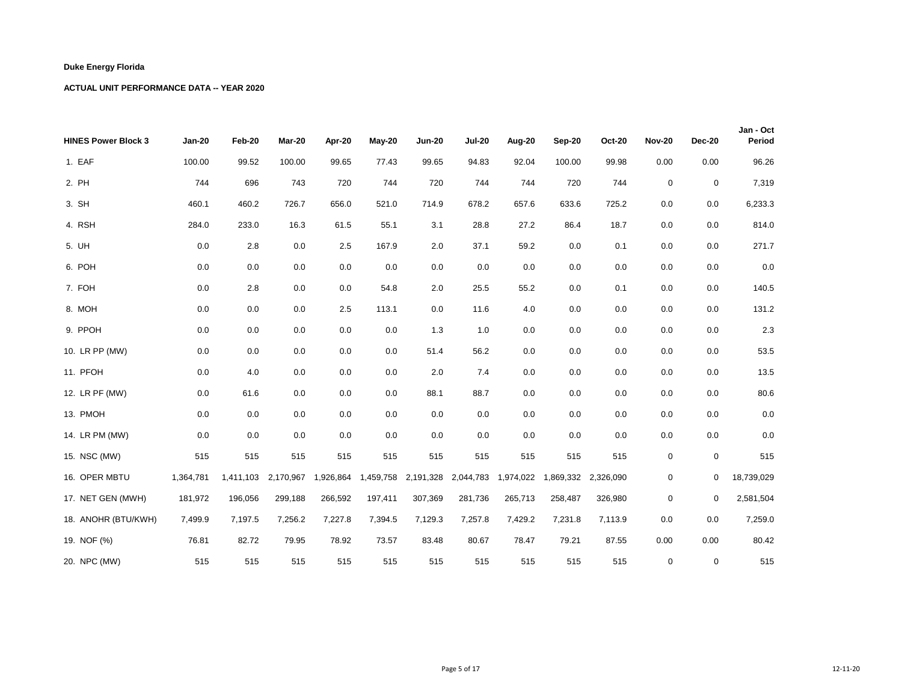**Duke Energy Florida**

**ACTUAL UNIT PERFORMANCE DATA -- YEAR 2020**

| HINES Power Block 3 | Jan-20 | Feb-20 | Mar-20 | Apr-20 | May-20 | Jun-20 | Jul-20 | Aug-20 | Sep-20 | Oct-20 | Nov-20 | Dec-20 | Jan - Oct Period |
|---|---|---|---|---|---|---|---|---|---|---|---|---|---|
| 1. EAF | 100.00 | 99.52 | 100.00 | 99.65 | 77.43 | 99.65 | 94.83 | 92.04 | 100.00 | 99.98 | 0.00 | 0.00 | 96.26 |
| 2. PH | 744 | 696 | 743 | 720 | 744 | 720 | 744 | 744 | 720 | 744 | 0 | 0 | 7,319 |
| 3. SH | 460.1 | 460.2 | 726.7 | 656.0 | 521.0 | 714.9 | 678.2 | 657.6 | 633.6 | 725.2 | 0.0 | 0.0 | 6,233.3 |
| 4. RSH | 284.0 | 233.0 | 16.3 | 61.5 | 55.1 | 3.1 | 28.8 | 27.2 | 86.4 | 18.7 | 0.0 | 0.0 | 814.0 |
| 5. UH | 0.0 | 2.8 | 0.0 | 2.5 | 167.9 | 2.0 | 37.1 | 59.2 | 0.0 | 0.1 | 0.0 | 0.0 | 271.7 |
| 6. POH | 0.0 | 0.0 | 0.0 | 0.0 | 0.0 | 0.0 | 0.0 | 0.0 | 0.0 | 0.0 | 0.0 | 0.0 | 0.0 |
| 7. FOH | 0.0 | 2.8 | 0.0 | 0.0 | 54.8 | 2.0 | 25.5 | 55.2 | 0.0 | 0.1 | 0.0 | 0.0 | 140.5 |
| 8. MOH | 0.0 | 0.0 | 0.0 | 2.5 | 113.1 | 0.0 | 11.6 | 4.0 | 0.0 | 0.0 | 0.0 | 0.0 | 131.2 |
| 9. PPOH | 0.0 | 0.0 | 0.0 | 0.0 | 0.0 | 1.3 | 1.0 | 0.0 | 0.0 | 0.0 | 0.0 | 0.0 | 2.3 |
| 10. LR PP (MW) | 0.0 | 0.0 | 0.0 | 0.0 | 0.0 | 51.4 | 56.2 | 0.0 | 0.0 | 0.0 | 0.0 | 0.0 | 53.5 |
| 11. PFOH | 0.0 | 4.0 | 0.0 | 0.0 | 0.0 | 2.0 | 7.4 | 0.0 | 0.0 | 0.0 | 0.0 | 0.0 | 13.5 |
| 12. LR PF (MW) | 0.0 | 61.6 | 0.0 | 0.0 | 0.0 | 88.1 | 88.7 | 0.0 | 0.0 | 0.0 | 0.0 | 0.0 | 80.6 |
| 13. PMOH | 0.0 | 0.0 | 0.0 | 0.0 | 0.0 | 0.0 | 0.0 | 0.0 | 0.0 | 0.0 | 0.0 | 0.0 | 0.0 |
| 14. LR PM (MW) | 0.0 | 0.0 | 0.0 | 0.0 | 0.0 | 0.0 | 0.0 | 0.0 | 0.0 | 0.0 | 0.0 | 0.0 | 0.0 |
| 15. NSC (MW) | 515 | 515 | 515 | 515 | 515 | 515 | 515 | 515 | 515 | 515 | 0 | 0 | 515 |
| 16. OPER MBTU | 1,364,781 | 1,411,103 | 2,170,967 | 1,926,864 | 1,459,758 | 2,191,328 | 2,044,783 | 1,974,022 | 1,869,332 | 2,326,090 | 0 | 0 | 18,739,029 |
| 17. NET GEN (MWH) | 181,972 | 196,056 | 299,188 | 266,592 | 197,411 | 307,369 | 281,736 | 265,713 | 258,487 | 326,980 | 0 | 0 | 2,581,504 |
| 18. ANOHR (BTU/KWH) | 7,499.9 | 7,197.5 | 7,256.2 | 7,227.8 | 7,394.5 | 7,129.3 | 7,257.8 | 7,429.2 | 7,231.8 | 7,113.9 | 0.0 | 0.0 | 7,259.0 |
| 19. NOF (%) | 76.81 | 82.72 | 79.95 | 78.92 | 73.57 | 83.48 | 80.67 | 78.47 | 79.21 | 87.55 | 0.00 | 0.00 | 80.42 |
| 20. NPC (MW) | 515 | 515 | 515 | 515 | 515 | 515 | 515 | 515 | 515 | 515 | 0 | 0 | 515 |

12-11-20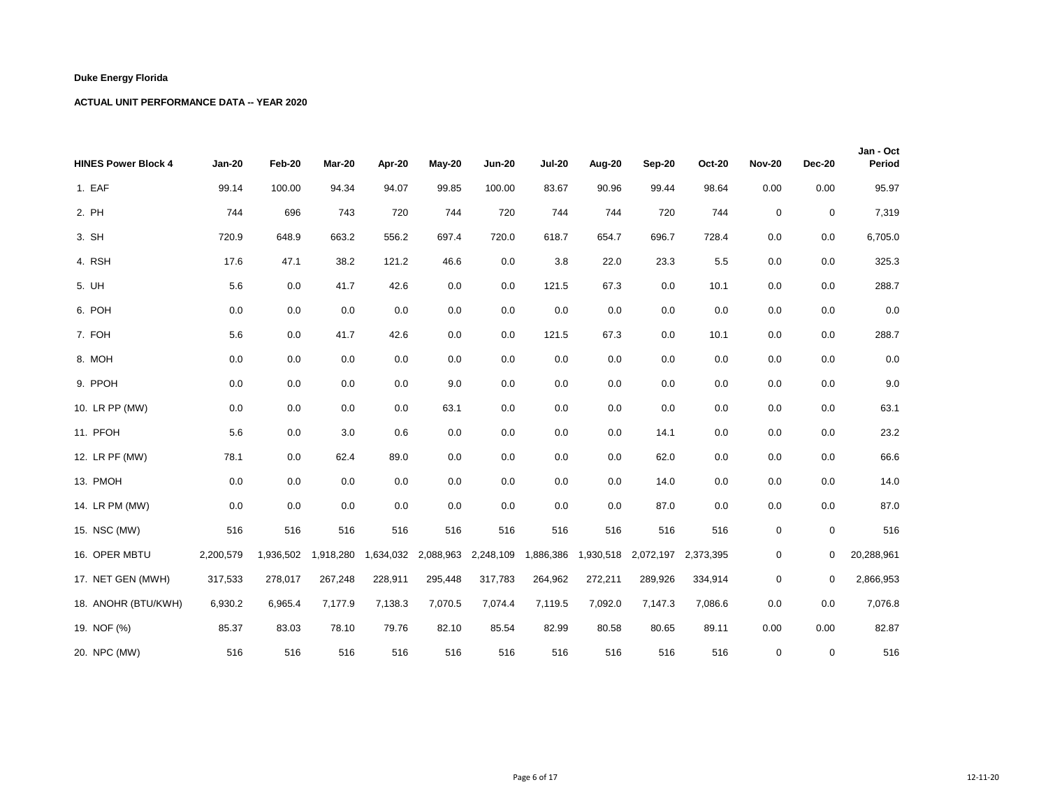**Duke Energy Florida**

**ACTUAL UNIT PERFORMANCE DATA -- YEAR 2020**

| HINES Power Block 4 | Jan-20 | Feb-20 | Mar-20 | Apr-20 | May-20 | Jun-20 | Jul-20 | Aug-20 | Sep-20 | Oct-20 | Nov-20 | Dec-20 | Jan - Oct Period |
|---|---|---|---|---|---|---|---|---|---|---|---|---|---|
| 1. EAF | 99.14 | 100.00 | 94.34 | 94.07 | 99.85 | 100.00 | 83.67 | 90.96 | 99.44 | 98.64 | 0.00 | 0.00 | 95.97 |
| 2. PH | 744 | 696 | 743 | 720 | 744 | 720 | 744 | 744 | 720 | 744 | 0 | 0 | 7,319 |
| 3. SH | 720.9 | 648.9 | 663.2 | 556.2 | 697.4 | 720.0 | 618.7 | 654.7 | 696.7 | 728.4 | 0.0 | 0.0 | 6,705.0 |
| 4. RSH | 17.6 | 47.1 | 38.2 | 121.2 | 46.6 | 0.0 | 3.8 | 22.0 | 23.3 | 5.5 | 0.0 | 0.0 | 325.3 |
| 5. UH | 5.6 | 0.0 | 41.7 | 42.6 | 0.0 | 0.0 | 121.5 | 67.3 | 0.0 | 10.1 | 0.0 | 0.0 | 288.7 |
| 6. POH | 0.0 | 0.0 | 0.0 | 0.0 | 0.0 | 0.0 | 0.0 | 0.0 | 0.0 | 0.0 | 0.0 | 0.0 | 0.0 |
| 7. FOH | 5.6 | 0.0 | 41.7 | 42.6 | 0.0 | 0.0 | 121.5 | 67.3 | 0.0 | 10.1 | 0.0 | 0.0 | 288.7 |
| 8. MOH | 0.0 | 0.0 | 0.0 | 0.0 | 0.0 | 0.0 | 0.0 | 0.0 | 0.0 | 0.0 | 0.0 | 0.0 | 0.0 |
| 9. PPOH | 0.0 | 0.0 | 0.0 | 0.0 | 9.0 | 0.0 | 0.0 | 0.0 | 0.0 | 0.0 | 0.0 | 0.0 | 9.0 |
| 10. LR PP (MW) | 0.0 | 0.0 | 0.0 | 0.0 | 63.1 | 0.0 | 0.0 | 0.0 | 0.0 | 0.0 | 0.0 | 0.0 | 63.1 |
| 11. PFOH | 5.6 | 0.0 | 3.0 | 0.6 | 0.0 | 0.0 | 0.0 | 0.0 | 14.1 | 0.0 | 0.0 | 0.0 | 23.2 |
| 12. LR PF (MW) | 78.1 | 0.0 | 62.4 | 89.0 | 0.0 | 0.0 | 0.0 | 0.0 | 62.0 | 0.0 | 0.0 | 0.0 | 66.6 |
| 13. PMOH | 0.0 | 0.0 | 0.0 | 0.0 | 0.0 | 0.0 | 0.0 | 0.0 | 14.0 | 0.0 | 0.0 | 0.0 | 14.0 |
| 14. LR PM (MW) | 0.0 | 0.0 | 0.0 | 0.0 | 0.0 | 0.0 | 0.0 | 0.0 | 87.0 | 0.0 | 0.0 | 0.0 | 87.0 |
| 15. NSC (MW) | 516 | 516 | 516 | 516 | 516 | 516 | 516 | 516 | 516 | 516 | 0 | 0 | 516 |
| 16. OPER MBTU | 2,200,579 | 1,936,502 | 1,918,280 | 1,634,032 | 2,088,963 | 2,248,109 | 1,886,386 | 1,930,518 | 2,072,197 | 2,373,395 | 0 | 0 | 20,288,961 |
| 17. NET GEN (MWH) | 317,533 | 278,017 | 267,248 | 228,911 | 295,448 | 317,783 | 264,962 | 272,211 | 289,926 | 334,914 | 0 | 0 | 2,866,953 |
| 18. ANOHR (BTU/KWH) | 6,930.2 | 6,965.4 | 7,177.9 | 7,138.3 | 7,070.5 | 7,074.4 | 7,119.5 | 7,092.0 | 7,147.3 | 7,086.6 | 0.0 | 0.0 | 7,076.8 |
| 19. NOF (%) | 85.37 | 83.03 | 78.10 | 79.76 | 82.10 | 85.54 | 82.99 | 80.58 | 80.65 | 89.11 | 0.00 | 0.00 | 82.87 |
| 20. NPC (MW) | 516 | 516 | 516 | 516 | 516 | 516 | 516 | 516 | 516 | 516 | 0 | 0 | 516 |

12-11-20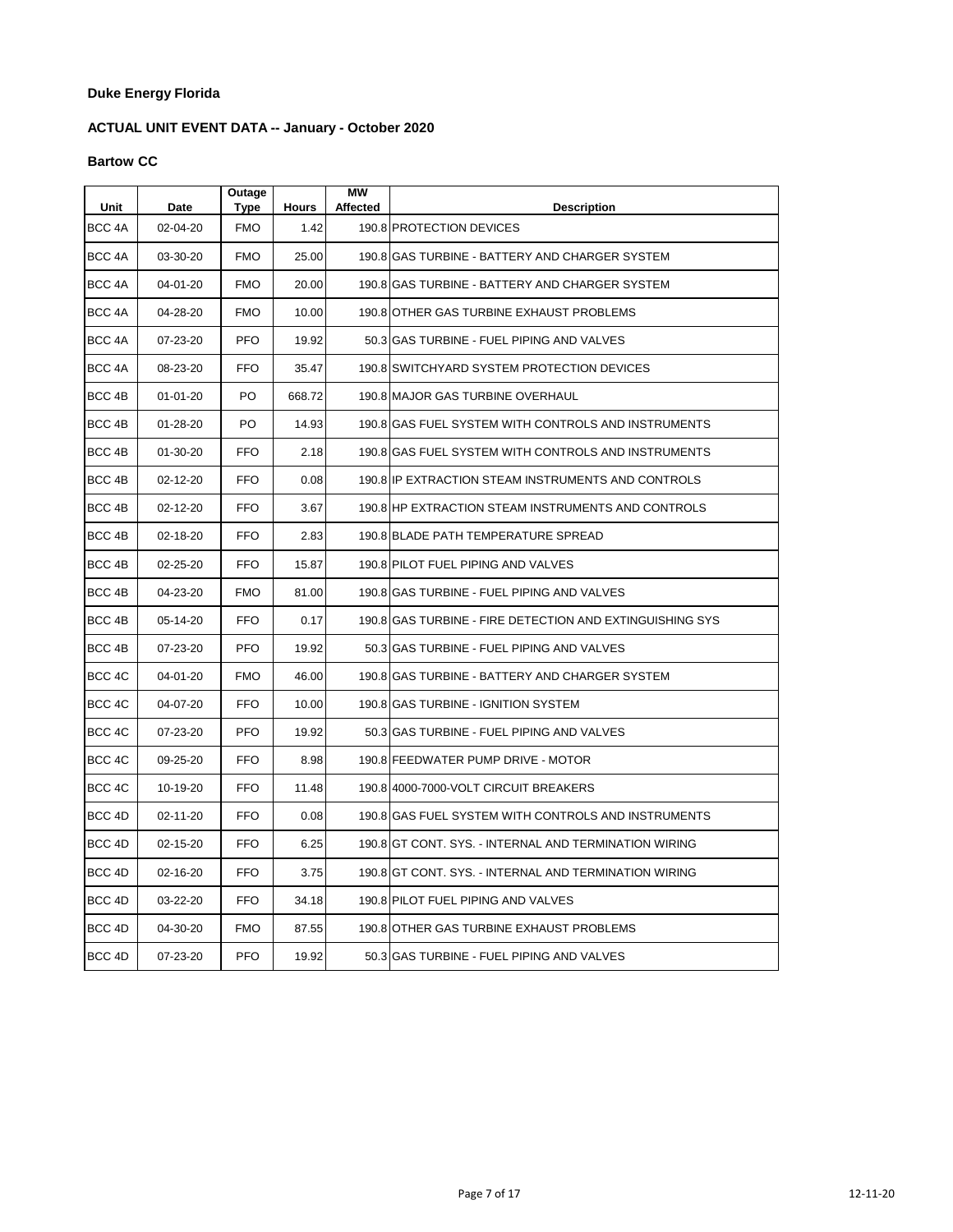**Duke Energy Florida**

**ACTUAL UNIT EVENT DATA -- January - October 2020**

**Bartow CC**

| Unit | Date | Outage Type | Hours | MW Affected | Description |
|---|---|---|---|---|---|
| BCC 4A | 02-04-20 | FMO | 1.42 | 190.8 | PROTECTION DEVICES |
| BCC 4A | 03-30-20 | FMO | 25.00 | 190.8 | GAS TURBINE - BATTERY AND CHARGER SYSTEM |
| BCC 4A | 04-01-20 | FMO | 20.00 | 190.8 | GAS TURBINE - BATTERY AND CHARGER SYSTEM |
| BCC 4A | 04-28-20 | FMO | 10.00 | 190.8 | OTHER GAS TURBINE EXHAUST PROBLEMS |
| BCC 4A | 07-23-20 | PFO | 19.92 | 50.3 | GAS TURBINE - FUEL PIPING AND VALVES |
| BCC 4A | 08-23-20 | FFO | 35.47 | 190.8 | SWITCHYARD SYSTEM PROTECTION DEVICES |
| BCC 4B | 01-01-20 | PO | 668.72 | 190.8 | MAJOR GAS TURBINE OVERHAUL |
| BCC 4B | 01-28-20 | PO | 14.93 | 190.8 | GAS FUEL SYSTEM WITH CONTROLS AND INSTRUMENTS |
| BCC 4B | 01-30-20 | FFO | 2.18 | 190.8 | GAS FUEL SYSTEM WITH CONTROLS AND INSTRUMENTS |
| BCC 4B | 02-12-20 | FFO | 0.08 | 190.8 | IP EXTRACTION STEAM INSTRUMENTS AND CONTROLS |
| BCC 4B | 02-12-20 | FFO | 3.67 | 190.8 | HP EXTRACTION STEAM INSTRUMENTS AND CONTROLS |
| BCC 4B | 02-18-20 | FFO | 2.83 | 190.8 | BLADE PATH TEMPERATURE SPREAD |
| BCC 4B | 02-25-20 | FFO | 15.87 | 190.8 | PILOT FUEL PIPING AND VALVES |
| BCC 4B | 04-23-20 | FMO | 81.00 | 190.8 | GAS TURBINE - FUEL PIPING AND VALVES |
| BCC 4B | 05-14-20 | FFO | 0.17 | 190.8 | GAS TURBINE - FIRE DETECTION AND EXTINGUISHING SYS |
| BCC 4B | 07-23-20 | PFO | 19.92 | 50.3 | GAS TURBINE - FUEL PIPING AND VALVES |
| BCC 4C | 04-01-20 | FMO | 46.00 | 190.8 | GAS TURBINE - BATTERY AND CHARGER SYSTEM |
| BCC 4C | 04-07-20 | FFO | 10.00 | 190.8 | GAS TURBINE - IGNITION SYSTEM |
| BCC 4C | 07-23-20 | PFO | 19.92 | 50.3 | GAS TURBINE - FUEL PIPING AND VALVES |
| BCC 4C | 09-25-20 | FFO | 8.98 | 190.8 | FEEDWATER PUMP DRIVE - MOTOR |
| BCC 4C | 10-19-20 | FFO | 11.48 | 190.8 | 4000-7000-VOLT CIRCUIT BREAKERS |
| BCC 4D | 02-11-20 | FFO | 0.08 | 190.8 | GAS FUEL SYSTEM WITH CONTROLS AND INSTRUMENTS |
| BCC 4D | 02-15-20 | FFO | 6.25 | 190.8 | GT CONT. SYS. - INTERNAL AND TERMINATION WIRING |
| BCC 4D | 02-16-20 | FFO | 3.75 | 190.8 | GT CONT. SYS. - INTERNAL AND TERMINATION WIRING |
| BCC 4D | 03-22-20 | FFO | 34.18 | 190.8 | PILOT FUEL PIPING AND VALVES |
| BCC 4D | 04-30-20 | FMO | 87.55 | 190.8 | OTHER GAS TURBINE EXHAUST PROBLEMS |
| BCC 4D | 07-23-20 | PFO | 19.92 | 50.3 | GAS TURBINE - FUEL PIPING AND VALVES |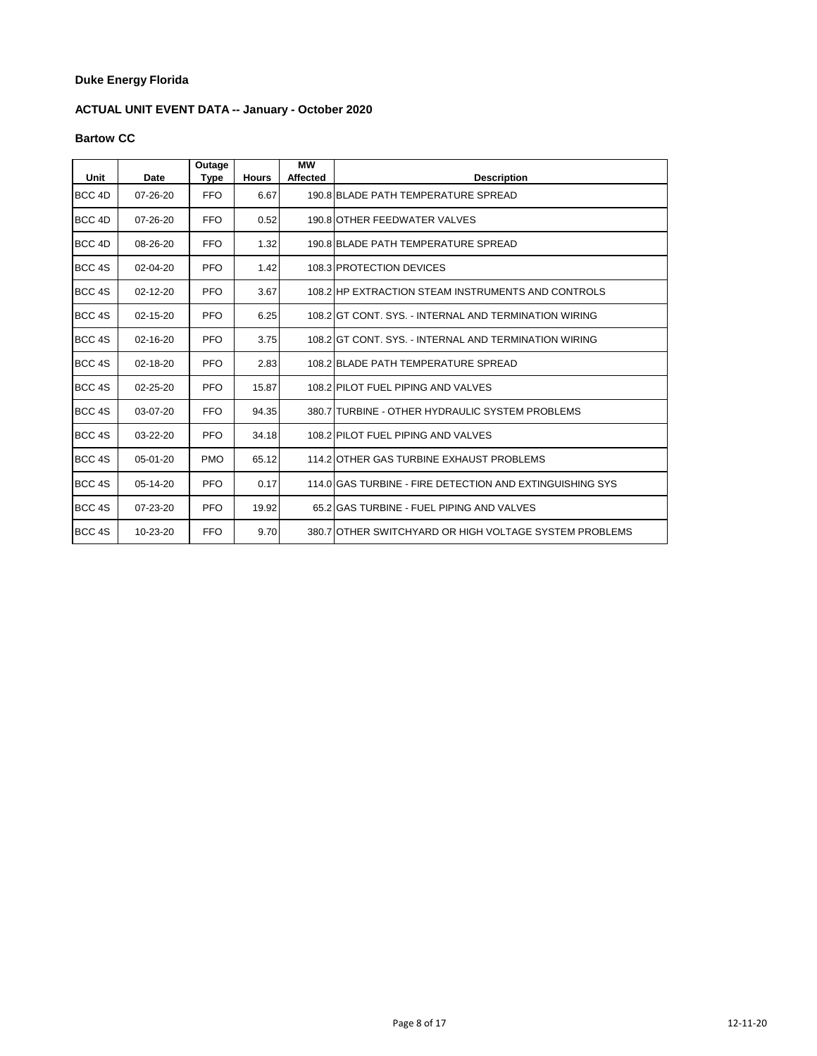**Duke Energy Florida**

**ACTUAL UNIT EVENT DATA -- January - October 2020**

**Bartow CC**

| Unit | Date | Outage Type | Hours | MW Affected | Description |
|---|---|---|---|---|---|
| BCC 4D | 07-26-20 | FFO | 6.67 | 190.8 | BLADE PATH TEMPERATURE SPREAD |
| BCC 4D | 07-26-20 | FFO | 0.52 | 190.8 | OTHER FEEDWATER VALVES |
| BCC 4D | 08-26-20 | FFO | 1.32 | 190.8 | BLADE PATH TEMPERATURE SPREAD |
| BCC 4S | 02-04-20 | PFO | 1.42 | 108.3 | PROTECTION DEVICES |
| BCC 4S | 02-12-20 | PFO | 3.67 | 108.2 | HP EXTRACTION STEAM INSTRUMENTS AND CONTROLS |
| BCC 4S | 02-15-20 | PFO | 6.25 | 108.2 | GT CONT. SYS. - INTERNAL AND TERMINATION WIRING |
| BCC 4S | 02-16-20 | PFO | 3.75 | 108.2 | GT CONT. SYS. - INTERNAL AND TERMINATION WIRING |
| BCC 4S | 02-18-20 | PFO | 2.83 | 108.2 | BLADE PATH TEMPERATURE SPREAD |
| BCC 4S | 02-25-20 | PFO | 15.87 | 108.2 | PILOT FUEL PIPING AND VALVES |
| BCC 4S | 03-07-20 | FFO | 94.35 | 380.7 | TURBINE - OTHER HYDRAULIC SYSTEM PROBLEMS |
| BCC 4S | 03-22-20 | PFO | 34.18 | 108.2 | PILOT FUEL PIPING AND VALVES |
| BCC 4S | 05-01-20 | PMO | 65.12 | 114.2 | OTHER GAS TURBINE EXHAUST PROBLEMS |
| BCC 4S | 05-14-20 | PFO | 0.17 | 114.0 | GAS TURBINE - FIRE DETECTION AND EXTINGUISHING SYS |
| BCC 4S | 07-23-20 | PFO | 19.92 | 65.2 | GAS TURBINE - FUEL PIPING AND VALVES |
| BCC 4S | 10-23-20 | FFO | 9.70 | 380.7 | OTHER SWITCHYARD OR HIGH VOLTAGE SYSTEM PROBLEMS |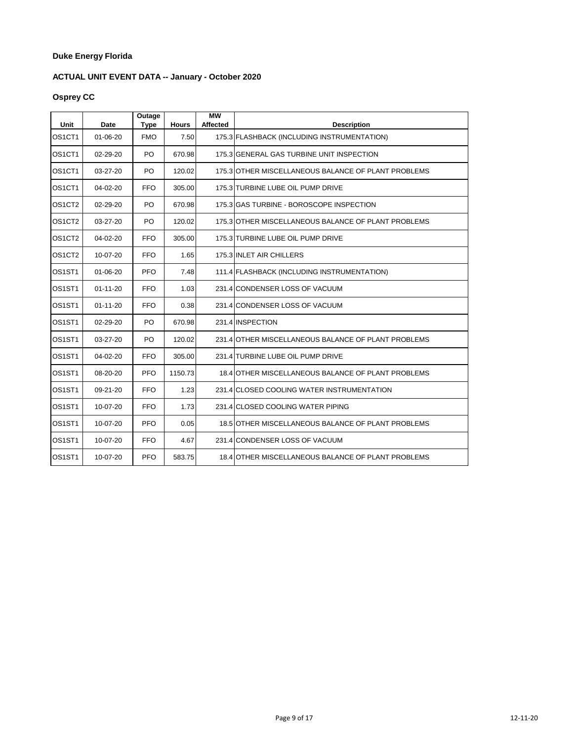**Duke Energy Florida**

**ACTUAL UNIT EVENT DATA -- January - October 2020**

**Osprey CC**

| Unit | Date | Outage Type | Hours | MW Affected | Description |
|---|---|---|---|---|---|
| OS1CT1 | 01-06-20 | FMO | 7.50 | 175.3 | FLASHBACK (INCLUDING INSTRUMENTATION) |
| OS1CT1 | 02-29-20 | PO | 670.98 | 175.3 | GENERAL GAS TURBINE UNIT INSPECTION |
| OS1CT1 | 03-27-20 | PO | 120.02 | 175.3 | OTHER MISCELLANEOUS BALANCE OF PLANT PROBLEMS |
| OS1CT1 | 04-02-20 | FFO | 305.00 | 175.3 | TURBINE LUBE OIL PUMP DRIVE |
| OS1CT2 | 02-29-20 | PO | 670.98 | 175.3 | GAS TURBINE - BOROSCOPE INSPECTION |
| OS1CT2 | 03-27-20 | PO | 120.02 | 175.3 | OTHER MISCELLANEOUS BALANCE OF PLANT PROBLEMS |
| OS1CT2 | 04-02-20 | FFO | 305.00 | 175.3 | TURBINE LUBE OIL PUMP DRIVE |
| OS1CT2 | 10-07-20 | FFO | 1.65 | 175.3 | INLET AIR CHILLERS |
| OS1ST1 | 01-06-20 | PFO | 7.48 | 111.4 | FLASHBACK (INCLUDING INSTRUMENTATION) |
| OS1ST1 | 01-11-20 | FFO | 1.03 | 231.4 | CONDENSER LOSS OF VACUUM |
| OS1ST1 | 01-11-20 | FFO | 0.38 | 231.4 | CONDENSER LOSS OF VACUUM |
| OS1ST1 | 02-29-20 | PO | 670.98 | 231.4 | INSPECTION |
| OS1ST1 | 03-27-20 | PO | 120.02 | 231.4 | OTHER MISCELLANEOUS BALANCE OF PLANT PROBLEMS |
| OS1ST1 | 04-02-20 | FFO | 305.00 | 231.4 | TURBINE LUBE OIL PUMP DRIVE |
| OS1ST1 | 08-20-20 | PFO | 1150.73 | 18.4 | OTHER MISCELLANEOUS BALANCE OF PLANT PROBLEMS |
| OS1ST1 | 09-21-20 | FFO | 1.23 | 231.4 | CLOSED COOLING WATER INSTRUMENTATION |
| OS1ST1 | 10-07-20 | FFO | 1.73 | 231.4 | CLOSED COOLING WATER PIPING |
| OS1ST1 | 10-07-20 | PFO | 0.05 | 18.5 | OTHER MISCELLANEOUS BALANCE OF PLANT PROBLEMS |
| OS1ST1 | 10-07-20 | FFO | 4.67 | 231.4 | CONDENSER LOSS OF VACUUM |
| OS1ST1 | 10-07-20 | PFO | 583.75 | 18.4 | OTHER MISCELLANEOUS BALANCE OF PLANT PROBLEMS |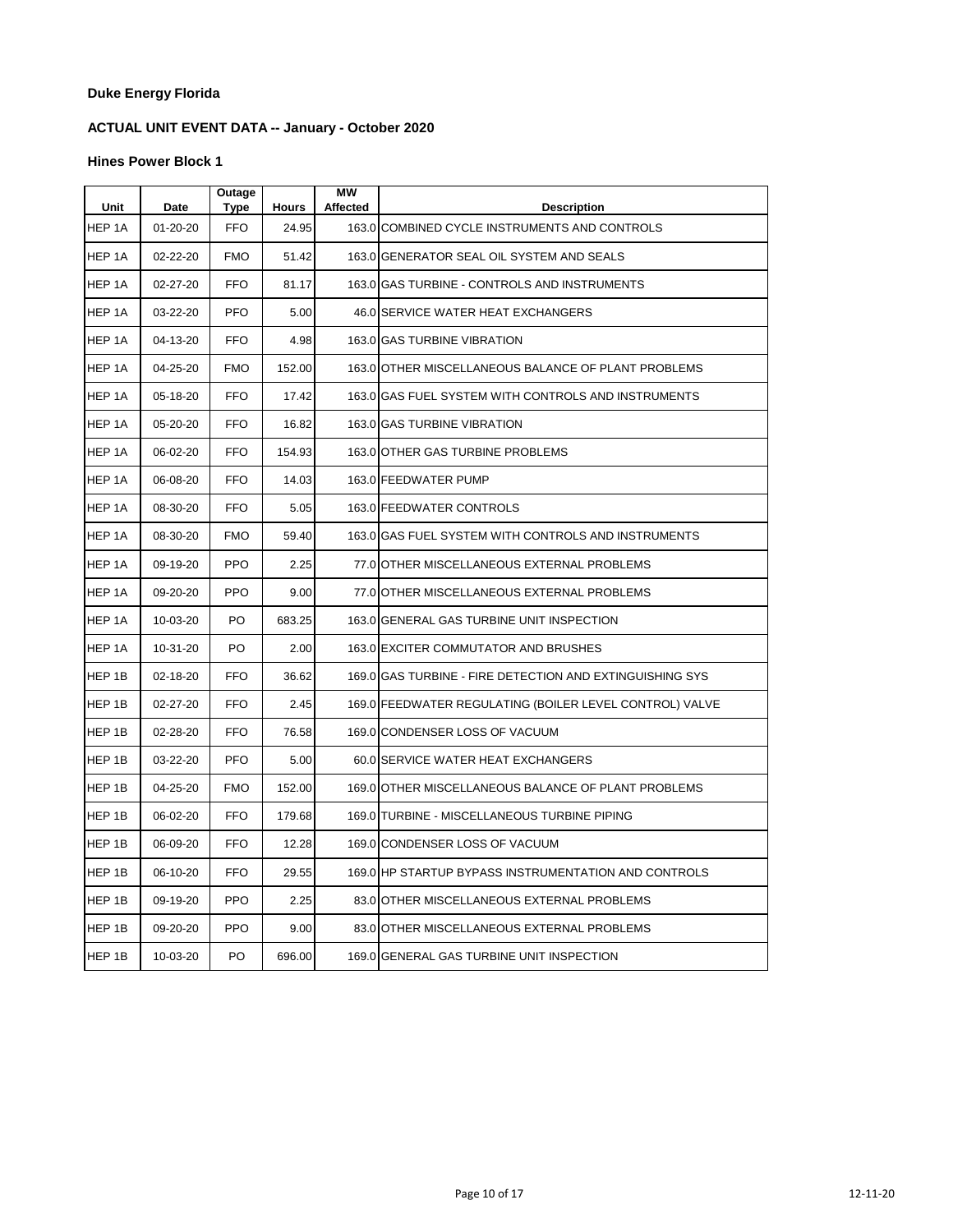**Duke Energy Florida**

**ACTUAL UNIT EVENT DATA -- January - October 2020**

**Hines Power Block 1**

| Unit | Date | Outage Type | Hours | MW Affected | Description |
|---|---|---|---|---|---|
| HEP 1A | 01-20-20 | FFO | 24.95 | 163.0 | COMBINED CYCLE INSTRUMENTS AND CONTROLS |
| HEP 1A | 02-22-20 | FMO | 51.42 | 163.0 | GENERATOR SEAL OIL SYSTEM AND SEALS |
| HEP 1A | 02-27-20 | FFO | 81.17 | 163.0 | GAS TURBINE - CONTROLS AND INSTRUMENTS |
| HEP 1A | 03-22-20 | PFO | 5.00 | 46.0 | SERVICE WATER HEAT EXCHANGERS |
| HEP 1A | 04-13-20 | FFO | 4.98 | 163.0 | GAS TURBINE VIBRATION |
| HEP 1A | 04-25-20 | FMO | 152.00 | 163.0 | OTHER MISCELLANEOUS BALANCE OF PLANT PROBLEMS |
| HEP 1A | 05-18-20 | FFO | 17.42 | 163.0 | GAS FUEL SYSTEM WITH CONTROLS AND INSTRUMENTS |
| HEP 1A | 05-20-20 | FFO | 16.82 | 163.0 | GAS TURBINE VIBRATION |
| HEP 1A | 06-02-20 | FFO | 154.93 | 163.0 | OTHER GAS TURBINE PROBLEMS |
| HEP 1A | 06-08-20 | FFO | 14.03 | 163.0 | FEEDWATER PUMP |
| HEP 1A | 08-30-20 | FFO | 5.05 | 163.0 | FEEDWATER CONTROLS |
| HEP 1A | 08-30-20 | FMO | 59.40 | 163.0 | GAS FUEL SYSTEM WITH CONTROLS AND INSTRUMENTS |
| HEP 1A | 09-19-20 | PPO | 2.25 | 77.0 | OTHER MISCELLANEOUS EXTERNAL PROBLEMS |
| HEP 1A | 09-20-20 | PPO | 9.00 | 77.0 | OTHER MISCELLANEOUS EXTERNAL PROBLEMS |
| HEP 1A | 10-03-20 | PO | 683.25 | 163.0 | GENERAL GAS TURBINE UNIT INSPECTION |
| HEP 1A | 10-31-20 | PO | 2.00 | 163.0 | EXCITER COMMUTATOR AND BRUSHES |
| HEP 1B | 02-18-20 | FFO | 36.62 | 169.0 | GAS TURBINE - FIRE DETECTION AND EXTINGUISHING SYS |
| HEP 1B | 02-27-20 | FFO | 2.45 | 169.0 | FEEDWATER REGULATING (BOILER LEVEL CONTROL) VALVE |
| HEP 1B | 02-28-20 | FFO | 76.58 | 169.0 | CONDENSER LOSS OF VACUUM |
| HEP 1B | 03-22-20 | PFO | 5.00 | 60.0 | SERVICE WATER HEAT EXCHANGERS |
| HEP 1B | 04-25-20 | FMO | 152.00 | 169.0 | OTHER MISCELLANEOUS BALANCE OF PLANT PROBLEMS |
| HEP 1B | 06-02-20 | FFO | 179.68 | 169.0 | TURBINE - MISCELLANEOUS TURBINE PIPING |
| HEP 1B | 06-09-20 | FFO | 12.28 | 169.0 | CONDENSER LOSS OF VACUUM |
| HEP 1B | 06-10-20 | FFO | 29.55 | 169.0 | HP STARTUP BYPASS INSTRUMENTATION AND CONTROLS |
| HEP 1B | 09-19-20 | PPO | 2.25 | 83.0 | OTHER MISCELLANEOUS EXTERNAL PROBLEMS |
| HEP 1B | 09-20-20 | PPO | 9.00 | 83.0 | OTHER MISCELLANEOUS EXTERNAL PROBLEMS |
| HEP 1B | 10-03-20 | PO | 696.00 | 169.0 | GENERAL GAS TURBINE UNIT INSPECTION |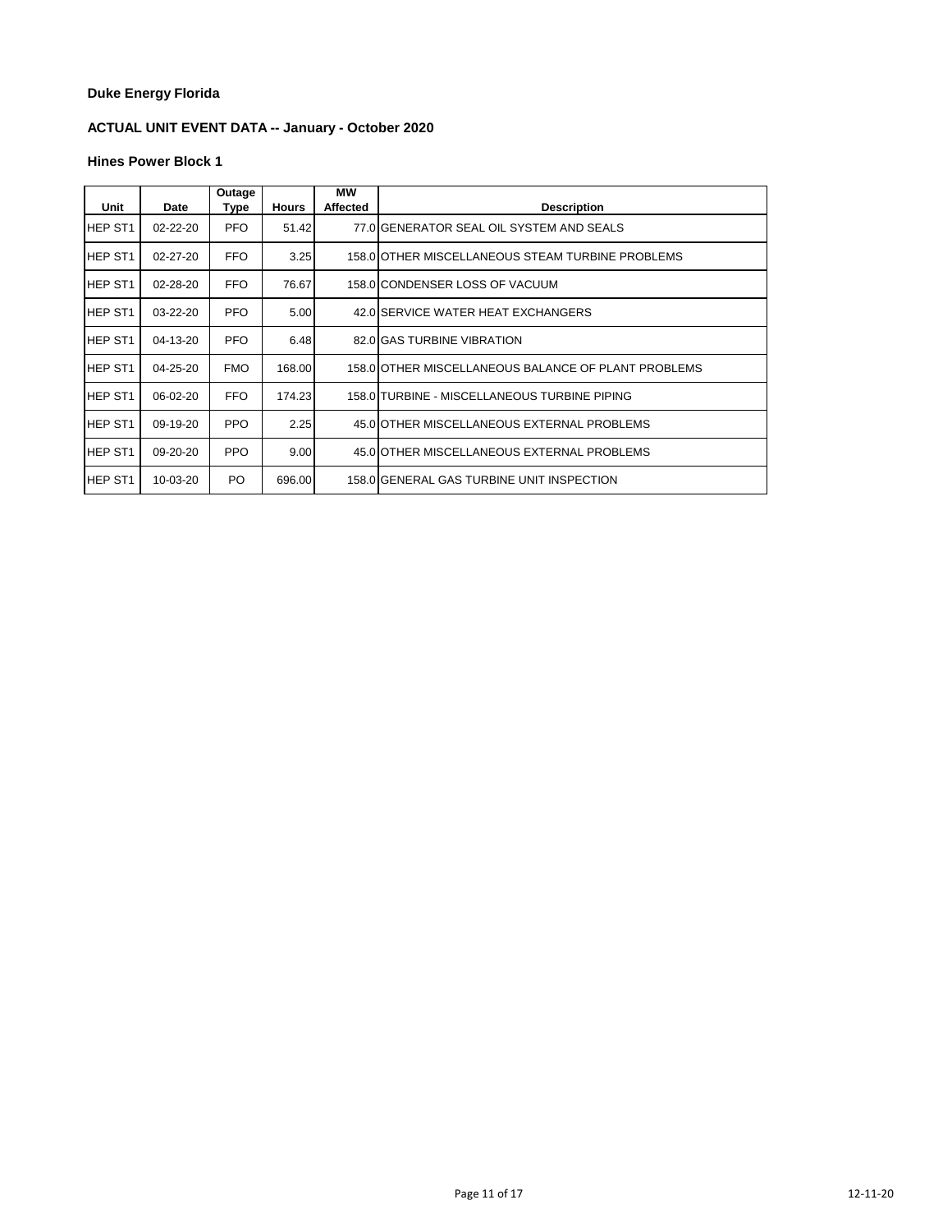**Duke Energy Florida**

**ACTUAL UNIT EVENT DATA -- January - October 2020**

**Hines Power Block 1**

| Unit | Date | Outage Type | Hours | MW Affected | Description |
|---|---|---|---|---|---|
| HEP ST1 | 02-22-20 | PFO | 51.42 | 77.0 | GENERATOR SEAL OIL SYSTEM AND SEALS |
| HEP ST1 | 02-27-20 | FFO | 3.25 | 158.0 | OTHER MISCELLANEOUS STEAM TURBINE PROBLEMS |
| HEP ST1 | 02-28-20 | FFO | 76.67 | 158.0 | CONDENSER LOSS OF VACUUM |
| HEP ST1 | 03-22-20 | PFO | 5.00 | 42.0 | SERVICE WATER HEAT EXCHANGERS |
| HEP ST1 | 04-13-20 | PFO | 6.48 | 82.0 | GAS TURBINE VIBRATION |
| HEP ST1 | 04-25-20 | FMO | 168.00 | 158.0 | OTHER MISCELLANEOUS BALANCE OF PLANT PROBLEMS |
| HEP ST1 | 06-02-20 | FFO | 174.23 | 158.0 | TURBINE - MISCELLANEOUS TURBINE PIPING |
| HEP ST1 | 09-19-20 | PPO | 2.25 | 45.0 | OTHER MISCELLANEOUS EXTERNAL PROBLEMS |
| HEP ST1 | 09-20-20 | PPO | 9.00 | 45.0 | OTHER MISCELLANEOUS EXTERNAL PROBLEMS |
| HEP ST1 | 10-03-20 | PO | 696.00 | 158.0 | GENERAL GAS TURBINE UNIT INSPECTION |

12-11-20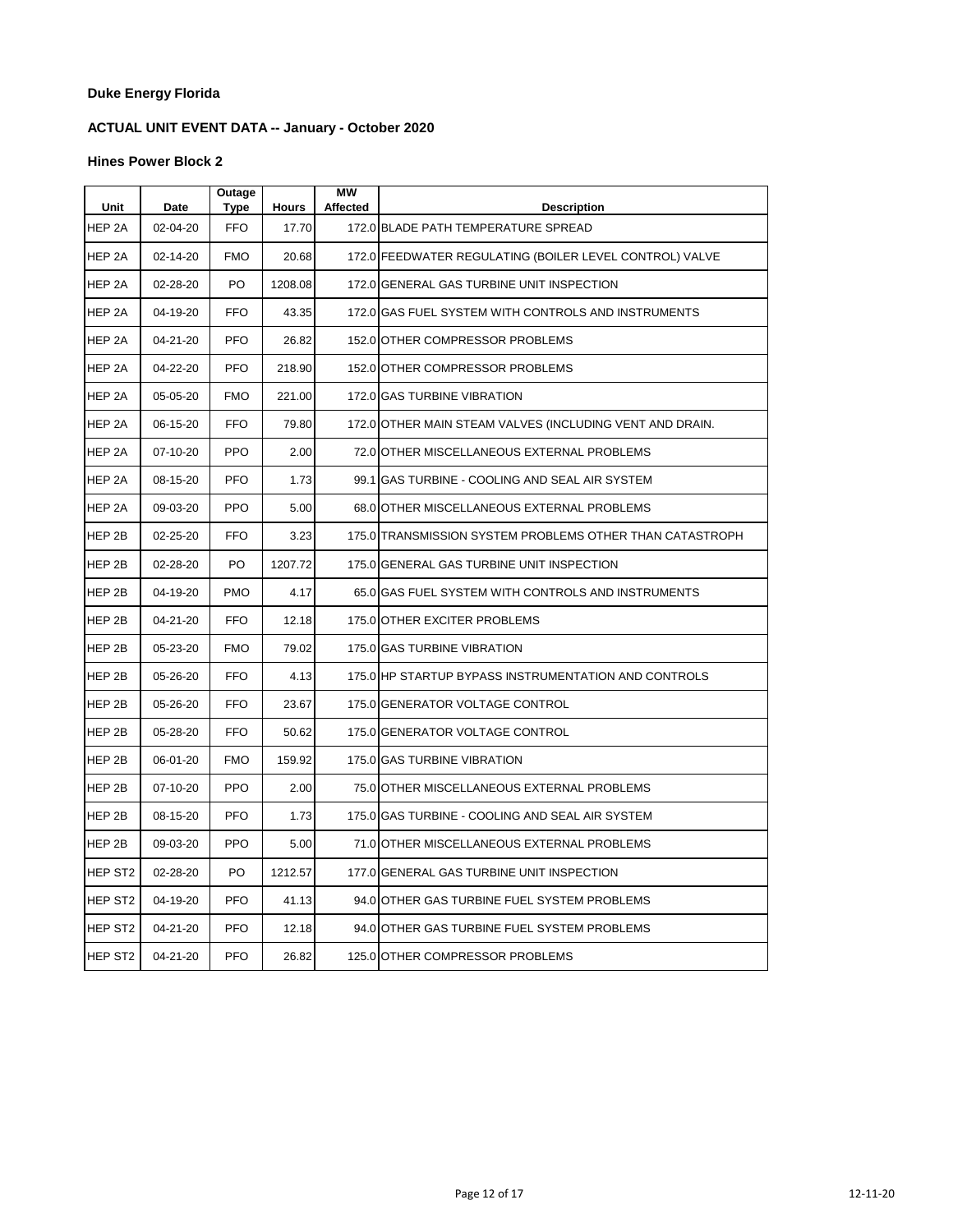**Duke Energy Florida**

**ACTUAL UNIT EVENT DATA -- January - October 2020**

**Hines Power Block 2**

| Unit | Date | Outage Type | Hours | MW Affected | Description |
|---|---|---|---|---|---|
| HEP 2A | 02-04-20 | FFO | 17.70 | 172.0 | BLADE PATH TEMPERATURE SPREAD |
| HEP 2A | 02-14-20 | FMO | 20.68 | 172.0 | FEEDWATER REGULATING (BOILER LEVEL CONTROL) VALVE |
| HEP 2A | 02-28-20 | PO | 1208.08 | 172.0 | GENERAL GAS TURBINE UNIT INSPECTION |
| HEP 2A | 04-19-20 | FFO | 43.35 | 172.0 | GAS FUEL SYSTEM WITH CONTROLS AND INSTRUMENTS |
| HEP 2A | 04-21-20 | PFO | 26.82 | 152.0 | OTHER COMPRESSOR PROBLEMS |
| HEP 2A | 04-22-20 | PFO | 218.90 | 152.0 | OTHER COMPRESSOR PROBLEMS |
| HEP 2A | 05-05-20 | FMO | 221.00 | 172.0 | GAS TURBINE VIBRATION |
| HEP 2A | 06-15-20 | FFO | 79.80 | 172.0 | OTHER MAIN STEAM VALVES (INCLUDING VENT AND DRAIN. |
| HEP 2A | 07-10-20 | PPO | 2.00 | 72.0 | OTHER MISCELLANEOUS EXTERNAL PROBLEMS |
| HEP 2A | 08-15-20 | PFO | 1.73 | 99.1 | GAS TURBINE - COOLING AND SEAL AIR SYSTEM |
| HEP 2A | 09-03-20 | PPO | 5.00 | 68.0 | OTHER MISCELLANEOUS EXTERNAL PROBLEMS |
| HEP 2B | 02-25-20 | FFO | 3.23 | 175.0 | TRANSMISSION SYSTEM PROBLEMS OTHER THAN CATASTROPH |
| HEP 2B | 02-28-20 | PO | 1207.72 | 175.0 | GENERAL GAS TURBINE UNIT INSPECTION |
| HEP 2B | 04-19-20 | PMO | 4.17 | 65.0 | GAS FUEL SYSTEM WITH CONTROLS AND INSTRUMENTS |
| HEP 2B | 04-21-20 | FFO | 12.18 | 175.0 | OTHER EXCITER PROBLEMS |
| HEP 2B | 05-23-20 | FMO | 79.02 | 175.0 | GAS TURBINE VIBRATION |
| HEP 2B | 05-26-20 | FFO | 4.13 | 175.0 | HP STARTUP BYPASS INSTRUMENTATION AND CONTROLS |
| HEP 2B | 05-26-20 | FFO | 23.67 | 175.0 | GENERATOR VOLTAGE CONTROL |
| HEP 2B | 05-28-20 | FFO | 50.62 | 175.0 | GENERATOR VOLTAGE CONTROL |
| HEP 2B | 06-01-20 | FMO | 159.92 | 175.0 | GAS TURBINE VIBRATION |
| HEP 2B | 07-10-20 | PPO | 2.00 | 75.0 | OTHER MISCELLANEOUS EXTERNAL PROBLEMS |
| HEP 2B | 08-15-20 | PFO | 1.73 | 175.0 | GAS TURBINE - COOLING AND SEAL AIR SYSTEM |
| HEP 2B | 09-03-20 | PPO | 5.00 | 71.0 | OTHER MISCELLANEOUS EXTERNAL PROBLEMS |
| HEP ST2 | 02-28-20 | PO | 1212.57 | 177.0 | GENERAL GAS TURBINE UNIT INSPECTION |
| HEP ST2 | 04-19-20 | PFO | 41.13 | 94.0 | OTHER GAS TURBINE FUEL SYSTEM PROBLEMS |
| HEP ST2 | 04-21-20 | PFO | 12.18 | 94.0 | OTHER GAS TURBINE FUEL SYSTEM PROBLEMS |
| HEP ST2 | 04-21-20 | PFO | 26.82 | 125.0 | OTHER COMPRESSOR PROBLEMS |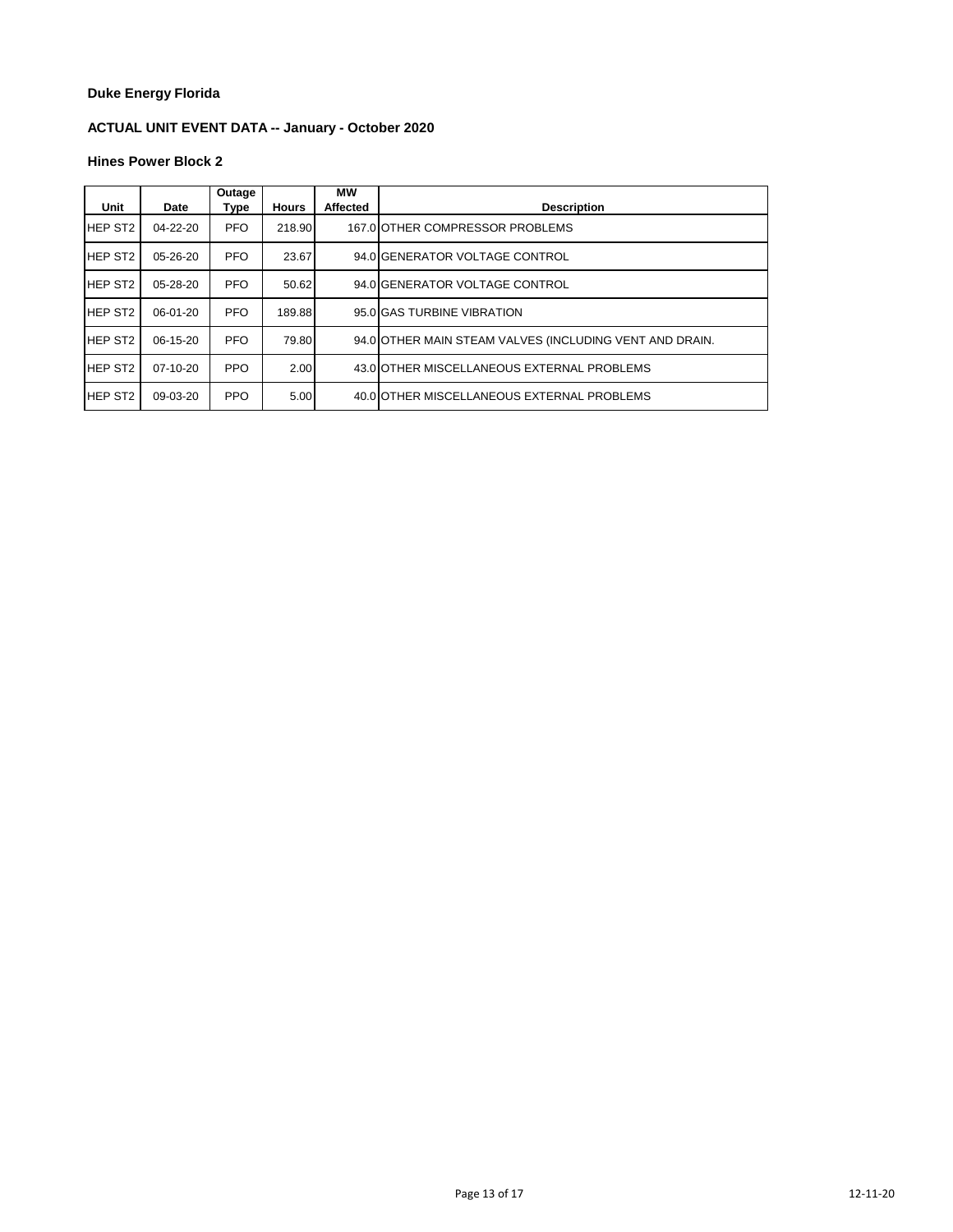**Duke Energy Florida**

**ACTUAL UNIT EVENT DATA -- January - October 2020**

**Hines Power Block 2**

| Unit | Date | Outage Type | Hours | MW Affected | Description |
|---|---|---|---|---|---|
| HEP ST2 | 04-22-20 | PFO | 218.90 | 167.0 | OTHER COMPRESSOR PROBLEMS |
| HEP ST2 | 05-26-20 | PFO | 23.67 | 94.0 | GENERATOR VOLTAGE CONTROL |
| HEP ST2 | 05-28-20 | PFO | 50.62 | 94.0 | GENERATOR VOLTAGE CONTROL |
| HEP ST2 | 06-01-20 | PFO | 189.88 | 95.0 | GAS TURBINE VIBRATION |
| HEP ST2 | 06-15-20 | PFO | 79.80 | 94.0 | OTHER MAIN STEAM VALVES (INCLUDING VENT AND DRAIN. |
| HEP ST2 | 07-10-20 | PPO | 2.00 | 43.0 | OTHER MISCELLANEOUS EXTERNAL PROBLEMS |
| HEP ST2 | 09-03-20 | PPO | 5.00 | 40.0 | OTHER MISCELLANEOUS EXTERNAL PROBLEMS |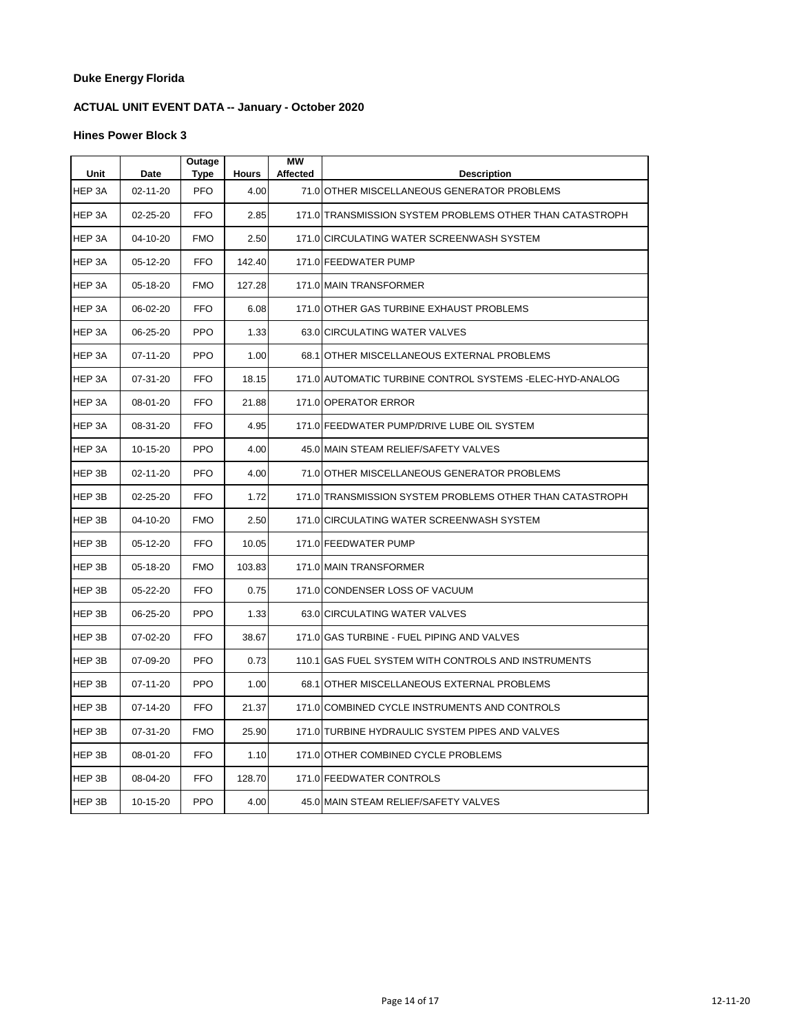**Duke Energy Florida**

**ACTUAL UNIT EVENT DATA -- January - October 2020**

**Hines Power Block 3**

| Unit | Date | Outage Type | Hours | MW Affected | Description |
|---|---|---|---|---|---|
| HEP 3A | 02-11-20 | PFO | 4.00 | 71.0 | OTHER MISCELLANEOUS GENERATOR PROBLEMS |
| HEP 3A | 02-25-20 | FFO | 2.85 | 171.0 | TRANSMISSION SYSTEM PROBLEMS OTHER THAN CATASTROPH |
| HEP 3A | 04-10-20 | FMO | 2.50 | 171.0 | CIRCULATING WATER SCREENWASH SYSTEM |
| HEP 3A | 05-12-20 | FFO | 142.40 | 171.0 | FEEDWATER PUMP |
| HEP 3A | 05-18-20 | FMO | 127.28 | 171.0 | MAIN TRANSFORMER |
| HEP 3A | 06-02-20 | FFO | 6.08 | 171.0 | OTHER GAS TURBINE EXHAUST PROBLEMS |
| HEP 3A | 06-25-20 | PPO | 1.33 | 63.0 | CIRCULATING WATER VALVES |
| HEP 3A | 07-11-20 | PPO | 1.00 | 68.1 | OTHER MISCELLANEOUS EXTERNAL PROBLEMS |
| HEP 3A | 07-31-20 | FFO | 18.15 | 171.0 | AUTOMATIC TURBINE CONTROL SYSTEMS -ELEC-HYD-ANALOG |
| HEP 3A | 08-01-20 | FFO | 21.88 | 171.0 | OPERATOR ERROR |
| HEP 3A | 08-31-20 | FFO | 4.95 | 171.0 | FEEDWATER PUMP/DRIVE LUBE OIL SYSTEM |
| HEP 3A | 10-15-20 | PPO | 4.00 | 45.0 | MAIN STEAM RELIEF/SAFETY VALVES |
| HEP 3B | 02-11-20 | PFO | 4.00 | 71.0 | OTHER MISCELLANEOUS GENERATOR PROBLEMS |
| HEP 3B | 02-25-20 | FFO | 1.72 | 171.0 | TRANSMISSION SYSTEM PROBLEMS OTHER THAN CATASTROPH |
| HEP 3B | 04-10-20 | FMO | 2.50 | 171.0 | CIRCULATING WATER SCREENWASH SYSTEM |
| HEP 3B | 05-12-20 | FFO | 10.05 | 171.0 | FEEDWATER PUMP |
| HEP 3B | 05-18-20 | FMO | 103.83 | 171.0 | MAIN TRANSFORMER |
| HEP 3B | 05-22-20 | FFO | 0.75 | 171.0 | CONDENSER LOSS OF VACUUM |
| HEP 3B | 06-25-20 | PPO | 1.33 | 63.0 | CIRCULATING WATER VALVES |
| HEP 3B | 07-02-20 | FFO | 38.67 | 171.0 | GAS TURBINE - FUEL PIPING AND VALVES |
| HEP 3B | 07-09-20 | PFO | 0.73 | 110.1 | GAS FUEL SYSTEM WITH CONTROLS AND INSTRUMENTS |
| HEP 3B | 07-11-20 | PPO | 1.00 | 68.1 | OTHER MISCELLANEOUS EXTERNAL PROBLEMS |
| HEP 3B | 07-14-20 | FFO | 21.37 | 171.0 | COMBINED CYCLE INSTRUMENTS AND CONTROLS |
| HEP 3B | 07-31-20 | FMO | 25.90 | 171.0 | TURBINE HYDRAULIC SYSTEM PIPES AND VALVES |
| HEP 3B | 08-01-20 | FFO | 1.10 | 171.0 | OTHER COMBINED CYCLE PROBLEMS |
| HEP 3B | 08-04-20 | FFO | 128.70 | 171.0 | FEEDWATER CONTROLS |
| HEP 3B | 10-15-20 | PPO | 4.00 | 45.0 | MAIN STEAM RELIEF/SAFETY VALVES |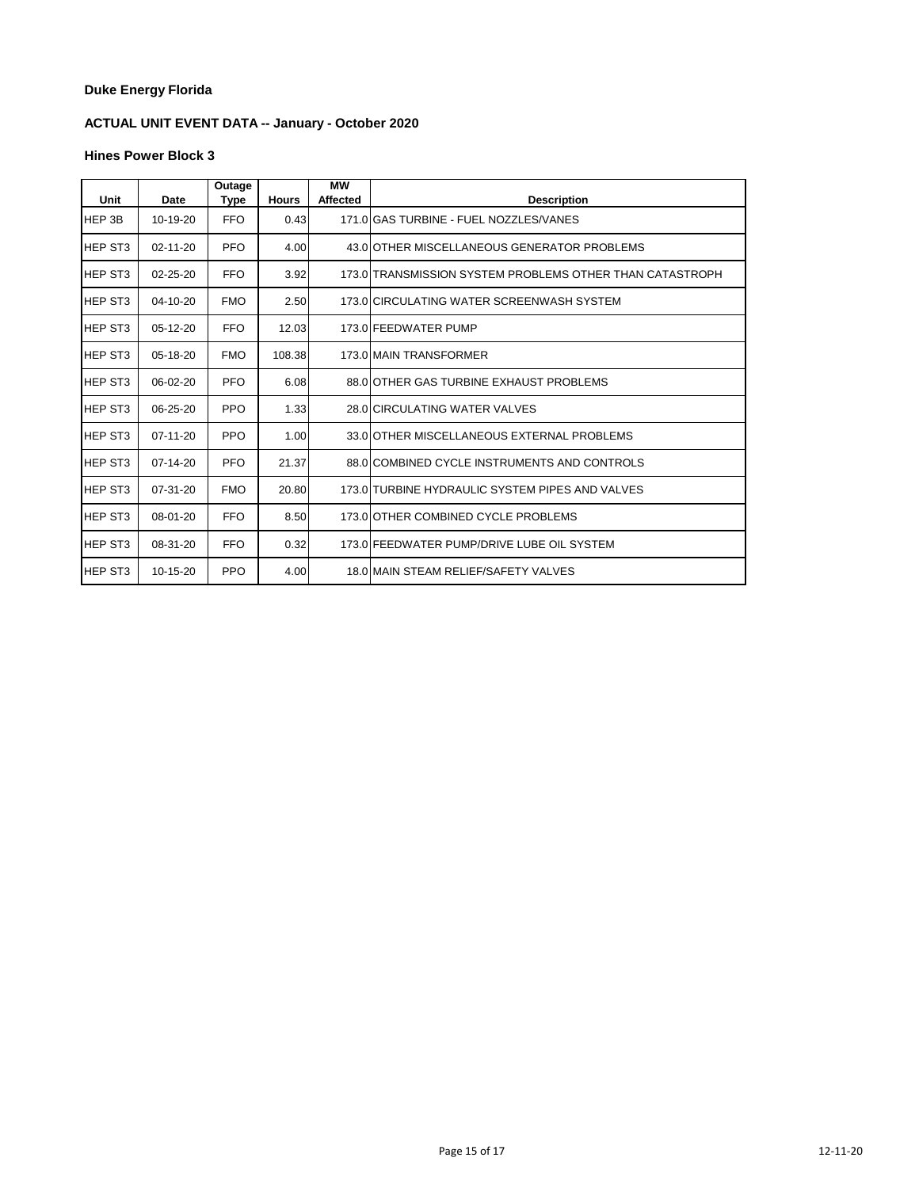**Duke Energy Florida**

**ACTUAL UNIT EVENT DATA -- January - October 2020**

**Hines Power Block 3**

| Unit | Date | Outage Type | Hours | MW Affected | Description |
|---|---|---|---|---|---|
| HEP 3B | 10-19-20 | FFO | 0.43 | 171.0 | GAS TURBINE - FUEL NOZZLES/VANES |
| HEP ST3 | 02-11-20 | PFO | 4.00 | 43.0 | OTHER MISCELLANEOUS GENERATOR PROBLEMS |
| HEP ST3 | 02-25-20 | FFO | 3.92 | 173.0 | TRANSMISSION SYSTEM PROBLEMS OTHER THAN CATASTROPH |
| HEP ST3 | 04-10-20 | FMO | 2.50 | 173.0 | CIRCULATING WATER SCREENWASH SYSTEM |
| HEP ST3 | 05-12-20 | FFO | 12.03 | 173.0 | FEEDWATER PUMP |
| HEP ST3 | 05-18-20 | FMO | 108.38 | 173.0 | MAIN TRANSFORMER |
| HEP ST3 | 06-02-20 | PFO | 6.08 | 88.0 | OTHER GAS TURBINE EXHAUST PROBLEMS |
| HEP ST3 | 06-25-20 | PPO | 1.33 | 28.0 | CIRCULATING WATER VALVES |
| HEP ST3 | 07-11-20 | PPO | 1.00 | 33.0 | OTHER MISCELLANEOUS EXTERNAL PROBLEMS |
| HEP ST3 | 07-14-20 | PFO | 21.37 | 88.0 | COMBINED CYCLE INSTRUMENTS AND CONTROLS |
| HEP ST3 | 07-31-20 | FMO | 20.80 | 173.0 | TURBINE HYDRAULIC SYSTEM PIPES AND VALVES |
| HEP ST3 | 08-01-20 | FFO | 8.50 | 173.0 | OTHER COMBINED CYCLE PROBLEMS |
| HEP ST3 | 08-31-20 | FFO | 0.32 | 173.0 | FEEDWATER PUMP/DRIVE LUBE OIL SYSTEM |
| HEP ST3 | 10-15-20 | PPO | 4.00 | 18.0 | MAIN STEAM RELIEF/SAFETY VALVES |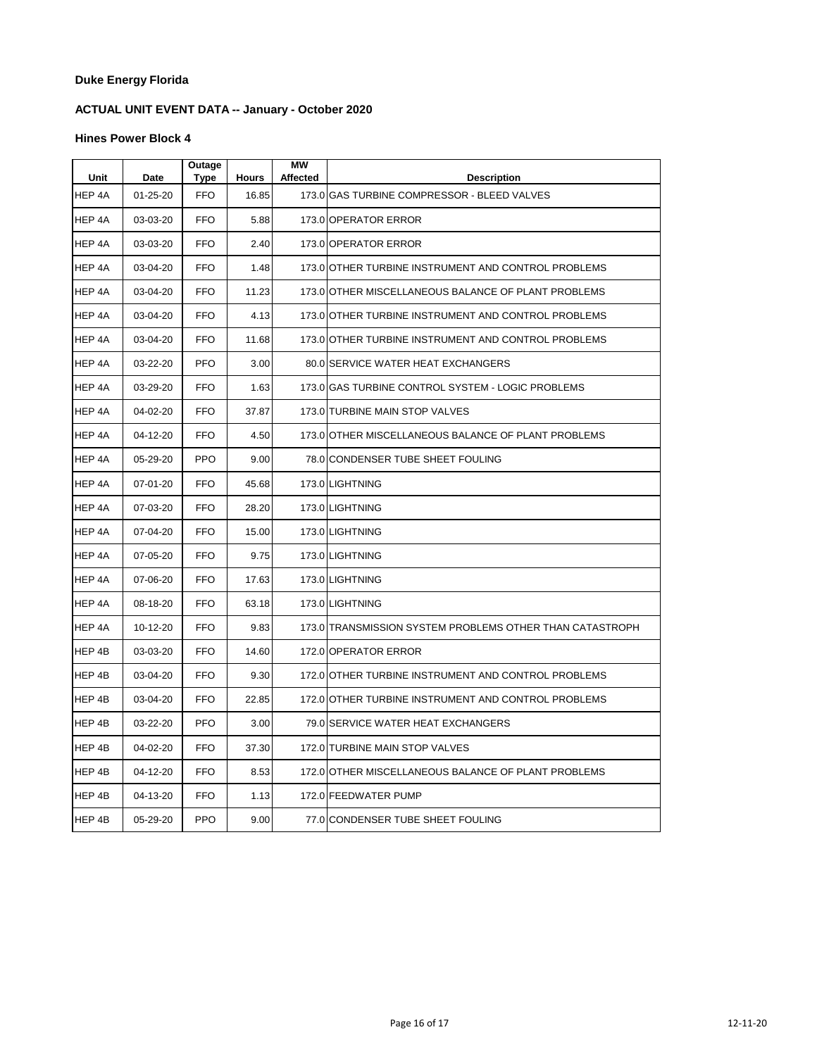**Duke Energy Florida**

**ACTUAL UNIT EVENT DATA -- January - October 2020**

**Hines Power Block 4**

| Unit | Date | Outage Type | Hours | MW Affected | Description |
|---|---|---|---|---|---|
| HEP 4A | 01-25-20 | FFO | 16.85 | 173.0 | GAS TURBINE COMPRESSOR - BLEED VALVES |
| HEP 4A | 03-03-20 | FFO | 5.88 | 173.0 | OPERATOR ERROR |
| HEP 4A | 03-03-20 | FFO | 2.40 | 173.0 | OPERATOR ERROR |
| HEP 4A | 03-04-20 | FFO | 1.48 | 173.0 | OTHER TURBINE INSTRUMENT AND CONTROL PROBLEMS |
| HEP 4A | 03-04-20 | FFO | 11.23 | 173.0 | OTHER MISCELLANEOUS BALANCE OF PLANT PROBLEMS |
| HEP 4A | 03-04-20 | FFO | 4.13 | 173.0 | OTHER TURBINE INSTRUMENT AND CONTROL PROBLEMS |
| HEP 4A | 03-04-20 | FFO | 11.68 | 173.0 | OTHER TURBINE INSTRUMENT AND CONTROL PROBLEMS |
| HEP 4A | 03-22-20 | PFO | 3.00 | 80.0 | SERVICE WATER HEAT EXCHANGERS |
| HEP 4A | 03-29-20 | FFO | 1.63 | 173.0 | GAS TURBINE CONTROL SYSTEM - LOGIC PROBLEMS |
| HEP 4A | 04-02-20 | FFO | 37.87 | 173.0 | TURBINE MAIN STOP VALVES |
| HEP 4A | 04-12-20 | FFO | 4.50 | 173.0 | OTHER MISCELLANEOUS BALANCE OF PLANT PROBLEMS |
| HEP 4A | 05-29-20 | PPO | 9.00 | 78.0 | CONDENSER TUBE SHEET FOULING |
| HEP 4A | 07-01-20 | FFO | 45.68 | 173.0 | LIGHTNING |
| HEP 4A | 07-03-20 | FFO | 28.20 | 173.0 | LIGHTNING |
| HEP 4A | 07-04-20 | FFO | 15.00 | 173.0 | LIGHTNING |
| HEP 4A | 07-05-20 | FFO | 9.75 | 173.0 | LIGHTNING |
| HEP 4A | 07-06-20 | FFO | 17.63 | 173.0 | LIGHTNING |
| HEP 4A | 08-18-20 | FFO | 63.18 | 173.0 | LIGHTNING |
| HEP 4A | 10-12-20 | FFO | 9.83 | 173.0 | TRANSMISSION SYSTEM PROBLEMS OTHER THAN CATASTROPH |
| HEP 4B | 03-03-20 | FFO | 14.60 | 172.0 | OPERATOR ERROR |
| HEP 4B | 03-04-20 | FFO | 9.30 | 172.0 | OTHER TURBINE INSTRUMENT AND CONTROL PROBLEMS |
| HEP 4B | 03-04-20 | FFO | 22.85 | 172.0 | OTHER TURBINE INSTRUMENT AND CONTROL PROBLEMS |
| HEP 4B | 03-22-20 | PFO | 3.00 | 79.0 | SERVICE WATER HEAT EXCHANGERS |
| HEP 4B | 04-02-20 | FFO | 37.30 | 172.0 | TURBINE MAIN STOP VALVES |
| HEP 4B | 04-12-20 | FFO | 8.53 | 172.0 | OTHER MISCELLANEOUS BALANCE OF PLANT PROBLEMS |
| HEP 4B | 04-13-20 | FFO | 1.13 | 172.0 | FEEDWATER PUMP |
| HEP 4B | 05-29-20 | PPO | 9.00 | 77.0 | CONDENSER TUBE SHEET FOULING |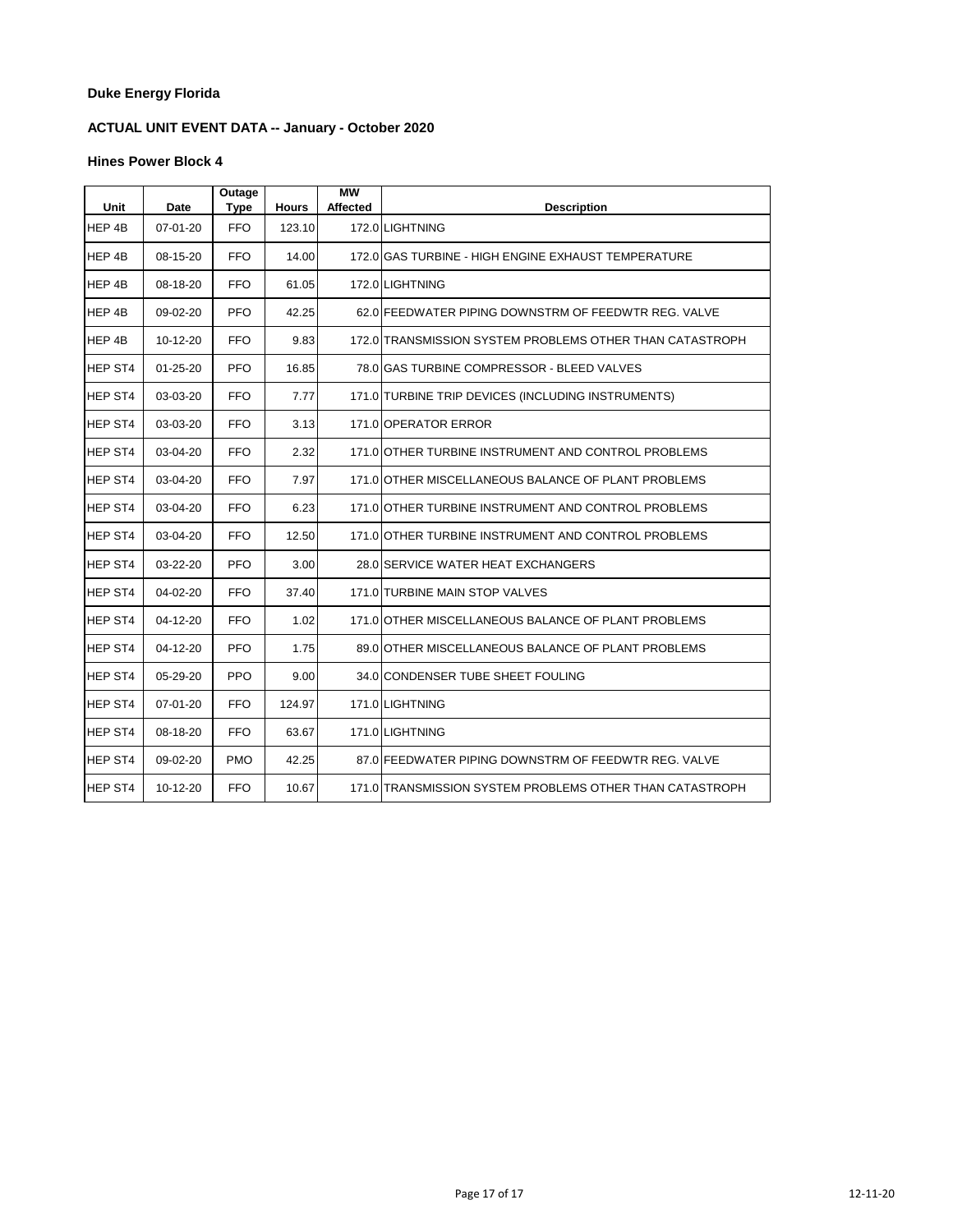**Duke Energy Florida**

**ACTUAL UNIT EVENT DATA -- January - October 2020**

**Hines Power Block 4**

| Unit | Date | Outage Type | Hours | MW Affected | Description |
|---|---|---|---|---|---|
| HEP 4B | 07-01-20 | FFO | 123.10 | 172.0 | LIGHTNING |
| HEP 4B | 08-15-20 | FFO | 14.00 | 172.0 | GAS TURBINE - HIGH ENGINE EXHAUST TEMPERATURE |
| HEP 4B | 08-18-20 | FFO | 61.05 | 172.0 | LIGHTNING |
| HEP 4B | 09-02-20 | PFO | 42.25 | 62.0 | FEEDWATER PIPING DOWNSTRM OF FEEDWTR REG. VALVE |
| HEP 4B | 10-12-20 | FFO | 9.83 | 172.0 | TRANSMISSION SYSTEM PROBLEMS OTHER THAN CATASTROPH |
| HEP ST4 | 01-25-20 | PFO | 16.85 | 78.0 | GAS TURBINE COMPRESSOR - BLEED VALVES |
| HEP ST4 | 03-03-20 | FFO | 7.77 | 171.0 | TURBINE TRIP DEVICES (INCLUDING INSTRUMENTS) |
| HEP ST4 | 03-03-20 | FFO | 3.13 | 171.0 | OPERATOR ERROR |
| HEP ST4 | 03-04-20 | FFO | 2.32 | 171.0 | OTHER TURBINE INSTRUMENT AND CONTROL PROBLEMS |
| HEP ST4 | 03-04-20 | FFO | 7.97 | 171.0 | OTHER MISCELLANEOUS BALANCE OF PLANT PROBLEMS |
| HEP ST4 | 03-04-20 | FFO | 6.23 | 171.0 | OTHER TURBINE INSTRUMENT AND CONTROL PROBLEMS |
| HEP ST4 | 03-04-20 | FFO | 12.50 | 171.0 | OTHER TURBINE INSTRUMENT AND CONTROL PROBLEMS |
| HEP ST4 | 03-22-20 | PFO | 3.00 | 28.0 | SERVICE WATER HEAT EXCHANGERS |
| HEP ST4 | 04-02-20 | FFO | 37.40 | 171.0 | TURBINE MAIN STOP VALVES |
| HEP ST4 | 04-12-20 | FFO | 1.02 | 171.0 | OTHER MISCELLANEOUS BALANCE OF PLANT PROBLEMS |
| HEP ST4 | 04-12-20 | PFO | 1.75 | 89.0 | OTHER MISCELLANEOUS BALANCE OF PLANT PROBLEMS |
| HEP ST4 | 05-29-20 | PPO | 9.00 | 34.0 | CONDENSER TUBE SHEET FOULING |
| HEP ST4 | 07-01-20 | FFO | 124.97 | 171.0 | LIGHTNING |
| HEP ST4 | 08-18-20 | FFO | 63.67 | 171.0 | LIGHTNING |
| HEP ST4 | 09-02-20 | PMO | 42.25 | 87.0 | FEEDWATER PIPING DOWNSTRM OF FEEDWTR REG. VALVE |
| HEP ST4 | 10-12-20 | FFO | 10.67 | 171.0 | TRANSMISSION SYSTEM PROBLEMS OTHER THAN CATASTROPH |